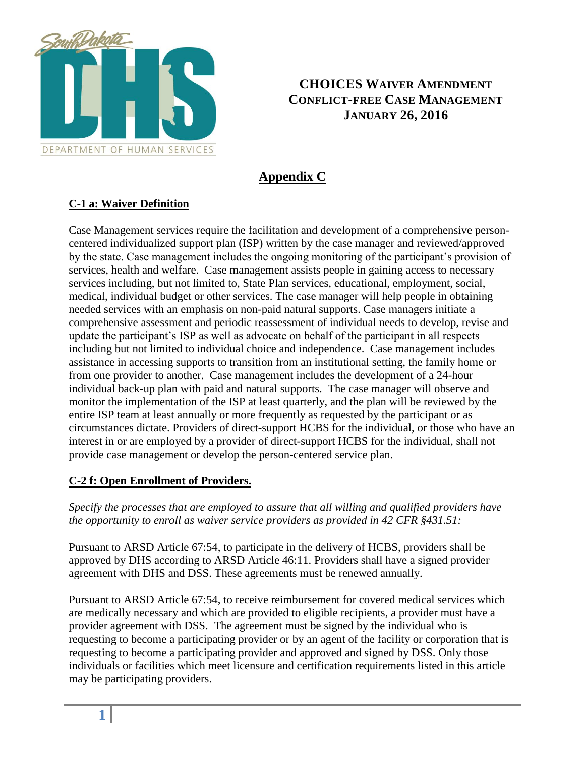# CHOICES WAIVER AMENDMENT
## CONFLICT-FREE CASE MANAGEMENT
### JANUARY 26, 2016

## Appendix C

### C-1 a: Waiver Definition

Case Management services require the facilitation and development of a comprehensive person-centered individualized support plan (ISP) written by the case manager and reviewed/approved by the state. Case management includes the ongoing monitoring of the participant's provision of services, health and welfare. Case management assists people in gaining access to necessary services including, but not limited to, State Plan services, educational, employment, social, medical, individual budget or other services. The case manager will help people in obtaining needed services with an emphasis on non-paid natural supports. Case managers initiate a comprehensive assessment and periodic reassessment of individual needs to develop, revise and update the participant's ISP as well as advocate on behalf of the participant in all respects including but not limited to individual choice and independence. Case management includes assistance in accessing supports to transition from an institutional setting, the family home or from one provider to another. Case management includes the development of a 24-hour individual back-up plan with paid and natural supports. The case manager will observe and monitor the implementation of the ISP at least quarterly, and the plan will be reviewed by the entire ISP team at least annually or more frequently as requested by the participant or as circumstances dictate. Providers of direct-support HCBS for the individual, or those who have an interest in or are employed by a provider of direct-support HCBS for the individual, shall not provide case management or develop the person-centered service plan.

### C-2 f: Open Enrollment of Providers.

*Specify the processes that are employed to assure that all willing and qualified providers have the opportunity to enroll as waiver service providers as provided in 42 CFR §431.51:*

Pursuant to ARSD Article 67:54, to participate in the delivery of HCBS, providers shall be approved by DHS according to ARSD Article 46:11. Providers shall have a signed provider agreement with DHS and DSS. These agreements must be renewed annually.

Pursuant to ARSD Article 67:54, to receive reimbursement for covered medical services which are medically necessary and which are provided to eligible recipients, a provider must have a provider agreement with DSS. The agreement must be signed by the individual who is requesting to become a participating provider or by an agent of the facility or corporation that is requesting to become a participating provider and approved and signed by DSS. Only those individuals or facilities which meet licensure and certification requirements listed in this article may be participating providers.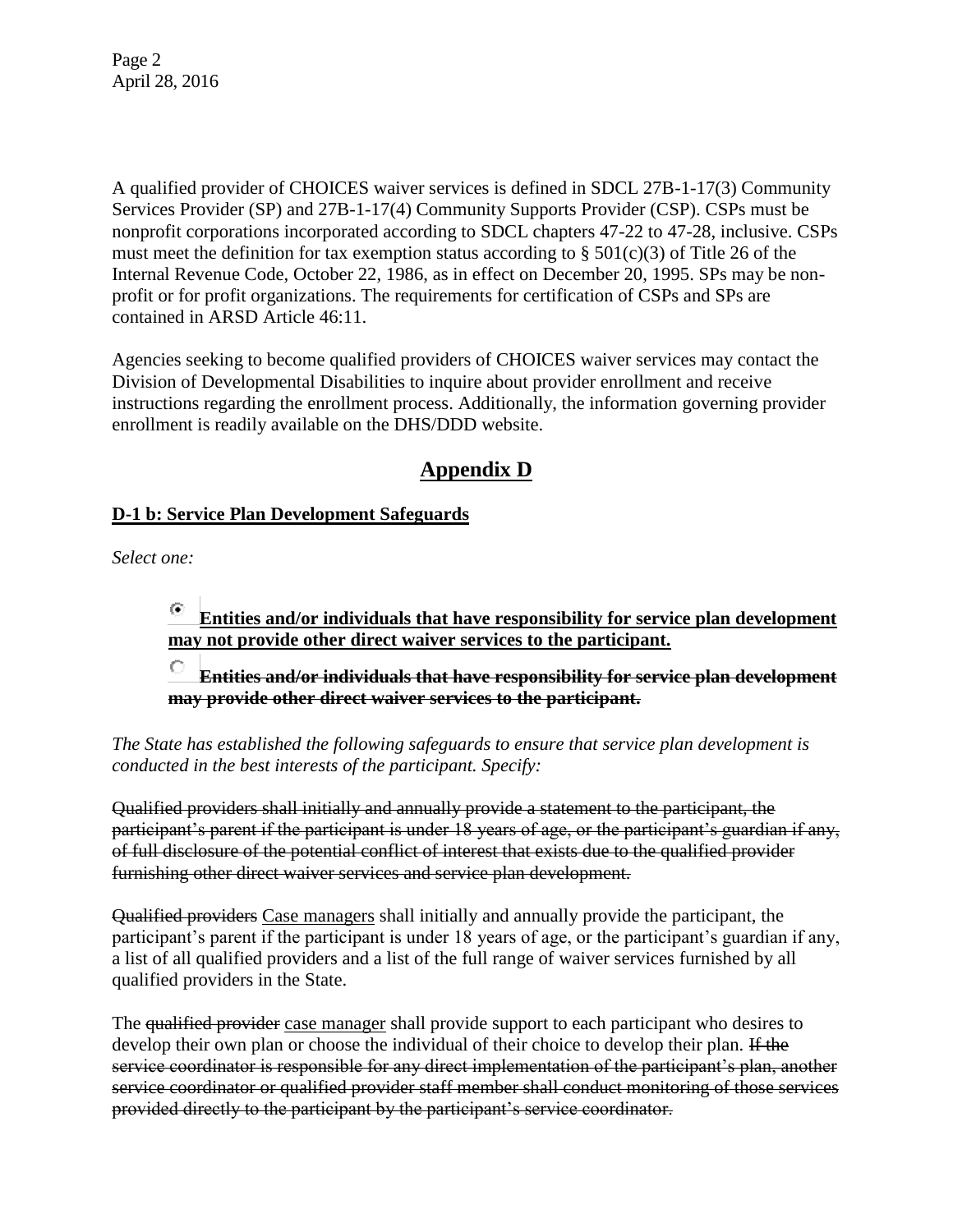A qualified provider of CHOICES waiver services is defined in SDCL 27B-1-17(3) Community Services Provider (SP) and 27B-1-17(4) Community Supports Provider (CSP). CSPs must be nonprofit corporations incorporated according to SDCL chapters 47-22 to 47-28, inclusive. CSPs must meet the definition for tax exemption status according to § 501(c)(3) of Title 26 of the Internal Revenue Code, October 22, 1986, as in effect on December 20, 1995. SPs may be non-profit or for profit organizations. The requirements for certification of CSPs and SPs are contained in ARSD Article 46:11.

Agencies seeking to become qualified providers of CHOICES waiver services may contact the Division of Developmental Disabilities to inquire about provider enrollment and receive instructions regarding the enrollment process. Additionally, the information governing provider enrollment is readily available on the DHS/DDD website.

# Appendix D

## D-1 b: Service Plan Development Safeguards

*Select one:*

- (●) **<u>Entities and/or individuals that have responsibility for service plan development may not provide other direct waiver services to the participant.</u>**
- ( ) **~~Entities and/or individuals that have responsibility for service plan development may provide other direct waiver services to the participant.~~**

*The State has established the following safeguards to ensure that service plan development is conducted in the best interests of the participant. Specify:*

~~Qualified providers shall initially and annually provide a statement to the participant, the participant's parent if the participant is under 18 years of age, or the participant's guardian if any, of full disclosure of the potential conflict of interest that exists due to the qualified provider furnishing other direct waiver services and service plan development.~~

~~Qualified providers~~ <u>Case managers</u> shall initially and annually provide the participant, the participant's parent if the participant is under 18 years of age, or the participant's guardian if any, a list of all qualified providers and a list of the full range of waiver services furnished by all qualified providers in the State.

The ~~qualified provider~~ <u>case manager</u> shall provide support to each participant who desires to develop their own plan or choose the individual of their choice to develop their plan. ~~If the service coordinator is responsible for any direct implementation of the participant's plan, another service coordinator or qualified provider staff member shall conduct monitoring of those services provided directly to the participant by the participant's service coordinator.~~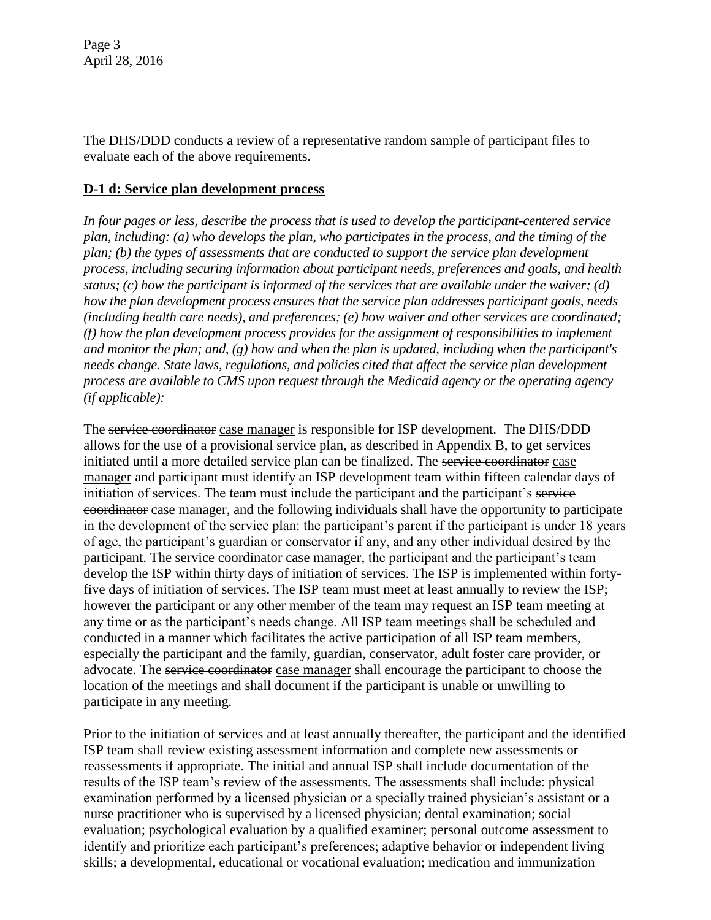The DHS/DDD conducts a review of a representative random sample of participant files to evaluate each of the above requirements.

**<u>D-1 d: Service plan development process</u>**

*In four pages or less, describe the process that is used to develop the participant-centered service plan, including: (a) who develops the plan, who participates in the process, and the timing of the plan; (b) the types of assessments that are conducted to support the service plan development process, including securing information about participant needs, preferences and goals, and health status; (c) how the participant is informed of the services that are available under the waiver; (d) how the plan development process ensures that the service plan addresses participant goals, needs (including health care needs), and preferences; (e) how waiver and other services are coordinated; (f) how the plan development process provides for the assignment of responsibilities to implement and monitor the plan; and, (g) how and when the plan is updated, including when the participant's needs change. State laws, regulations, and policies cited that affect the service plan development process are available to CMS upon request through the Medicaid agency or the operating agency (if applicable):*

The ~~service coordinator~~ <u>case manager</u> is responsible for ISP development. The DHS/DDD allows for the use of a provisional service plan, as described in Appendix B, to get services initiated until a more detailed service plan can be finalized. The ~~service coordinator~~ <u>case manager</u> and participant must identify an ISP development team within fifteen calendar days of initiation of services. The team must include the participant and the participant's ~~service coordinator~~ <u>case manager</u>, and the following individuals shall have the opportunity to participate in the development of the service plan: the participant's parent if the participant is under 18 years of age, the participant's guardian or conservator if any, and any other individual desired by the participant. The ~~service coordinator~~ <u>case manager</u>, the participant and the participant's team develop the ISP within thirty days of initiation of services. The ISP is implemented within forty-five days of initiation of services. The ISP team must meet at least annually to review the ISP; however the participant or any other member of the team may request an ISP team meeting at any time or as the participant's needs change. All ISP team meetings shall be scheduled and conducted in a manner which facilitates the active participation of all ISP team members, especially the participant and the family, guardian, conservator, adult foster care provider, or advocate. The ~~service coordinator~~ <u>case manager</u> shall encourage the participant to choose the location of the meetings and shall document if the participant is unable or unwilling to participate in any meeting.

Prior to the initiation of services and at least annually thereafter, the participant and the identified ISP team shall review existing assessment information and complete new assessments or reassessments if appropriate. The initial and annual ISP shall include documentation of the results of the ISP team's review of the assessments. The assessments shall include: physical examination performed by a licensed physician or a specially trained physician's assistant or a nurse practitioner who is supervised by a licensed physician; dental examination; social evaluation; psychological evaluation by a qualified examiner; personal outcome assessment to identify and prioritize each participant's preferences; adaptive behavior or independent living skills; a developmental, educational or vocational evaluation; medication and immunization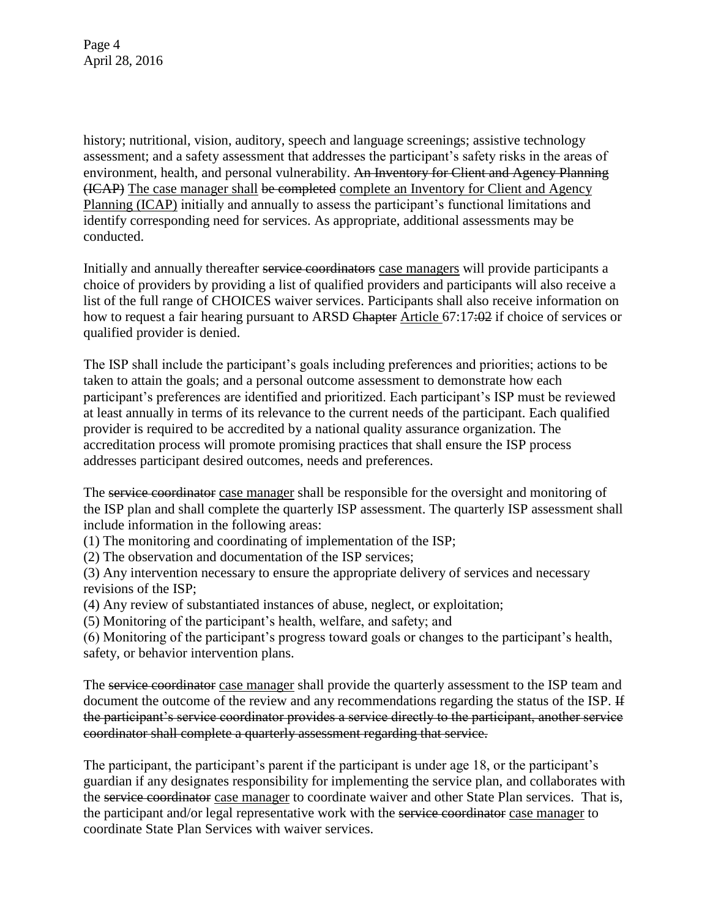history; nutritional, vision, auditory, speech and language screenings; assistive technology assessment; and a safety assessment that addresses the participant's safety risks in the areas of environment, health, and personal vulnerability. ~~An Inventory for Client and Agency Planning (ICAP)~~ <u>The case manager shall</u> ~~be completed~~ <u>complete an Inventory for Client and Agency Planning (ICAP)</u> initially and annually to assess the participant's functional limitations and identify corresponding need for services. As appropriate, additional assessments may be conducted.

Initially and annually thereafter ~~service coordinators~~ <u>case managers</u> will provide participants a choice of providers by providing a list of qualified providers and participants will also receive a list of the full range of CHOICES waiver services. Participants shall also receive information on how to request a fair hearing pursuant to ARSD ~~Chapter~~ <u>Article</u> 67:17~~:02~~ if choice of services or qualified provider is denied.

The ISP shall include the participant's goals including preferences and priorities; actions to be taken to attain the goals; and a personal outcome assessment to demonstrate how each participant's preferences are identified and prioritized. Each participant's ISP must be reviewed at least annually in terms of its relevance to the current needs of the participant. Each qualified provider is required to be accredited by a national quality assurance organization. The accreditation process will promote promising practices that shall ensure the ISP process addresses participant desired outcomes, needs and preferences.

The ~~service coordinator~~ <u>case manager</u> shall be responsible for the oversight and monitoring of the ISP plan and shall complete the quarterly ISP assessment. The quarterly ISP assessment shall include information in the following areas:

(1) The monitoring and coordinating of implementation of the ISP;
(2) The observation and documentation of the ISP services;
(3) Any intervention necessary to ensure the appropriate delivery of services and necessary revisions of the ISP;
(4) Any review of substantiated instances of abuse, neglect, or exploitation;
(5) Monitoring of the participant's health, welfare, and safety; and
(6) Monitoring of the participant's progress toward goals or changes to the participant's health, safety, or behavior intervention plans.

The ~~service coordinator~~ <u>case manager</u> shall provide the quarterly assessment to the ISP team and document the outcome of the review and any recommendations regarding the status of the ISP. ~~If the participant's service coordinator provides a service directly to the participant, another service coordinator shall complete a quarterly assessment regarding that service.~~

The participant, the participant's parent if the participant is under age 18, or the participant's guardian if any designates responsibility for implementing the service plan, and collaborates with the ~~service coordinator~~ <u>case manager</u> to coordinate waiver and other State Plan services. That is, the participant and/or legal representative work with the ~~service coordinator~~ <u>case manager</u> to coordinate State Plan Services with waiver services.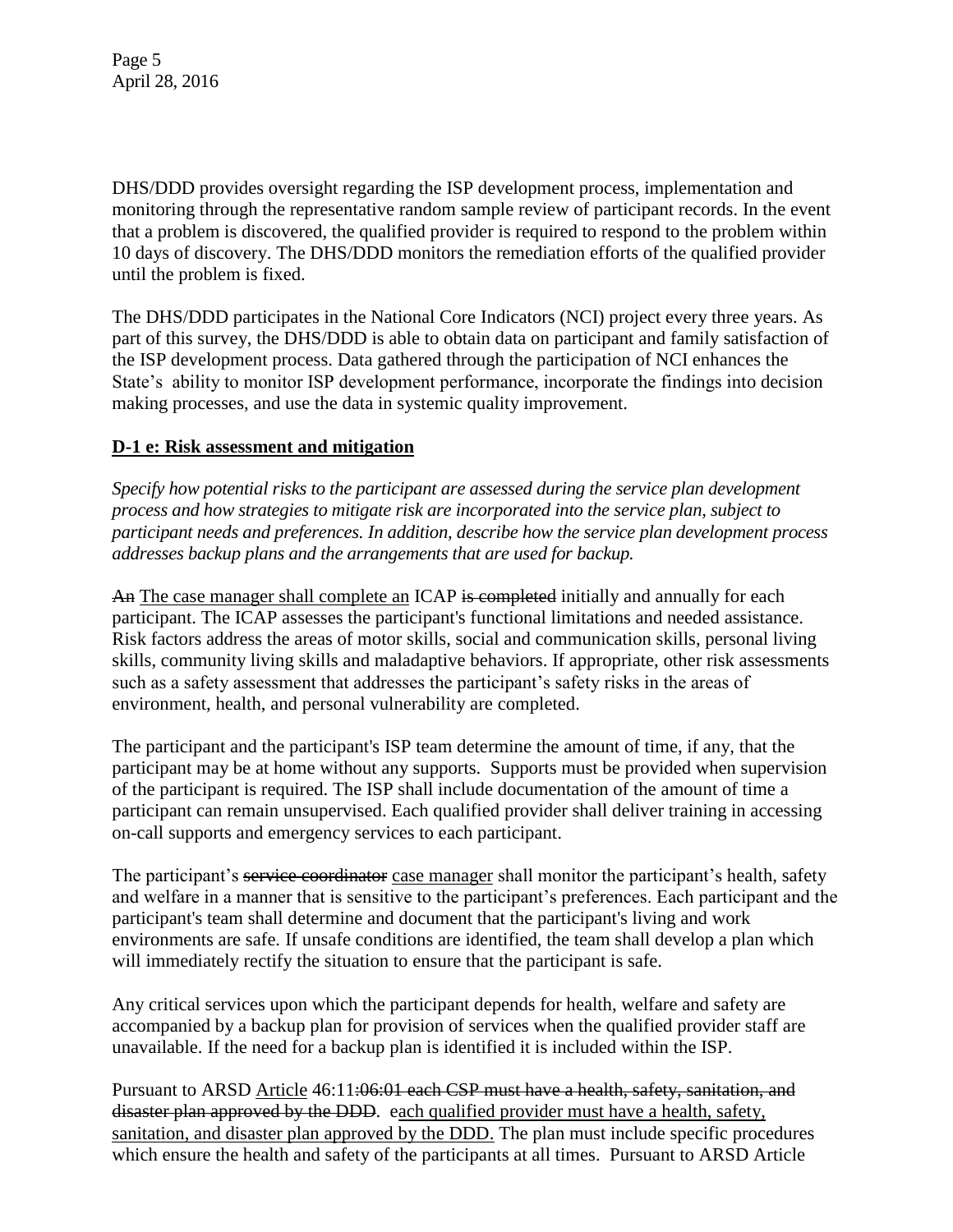DHS/DDD provides oversight regarding the ISP development process, implementation and monitoring through the representative random sample review of participant records. In the event that a problem is discovered, the qualified provider is required to respond to the problem within 10 days of discovery. The DHS/DDD monitors the remediation efforts of the qualified provider until the problem is fixed.

The DHS/DDD participates in the National Core Indicators (NCI) project every three years. As part of this survey, the DHS/DDD is able to obtain data on participant and family satisfaction of the ISP development process. Data gathered through the participation of NCI enhances the State's ability to monitor ISP development performance, incorporate the findings into decision making processes, and use the data in systemic quality improvement.

## D-1 e: Risk assessment and mitigation

*Specify how potential risks to the participant are assessed during the service plan development process and how strategies to mitigate risk are incorporated into the service plan, subject to participant needs and preferences. In addition, describe how the service plan development process addresses backup plans and the arrangements that are used for backup.*

~~An~~ <u>The case manager shall complete an</u> ICAP ~~is completed~~ initially and annually for each participant. The ICAP assesses the participant's functional limitations and needed assistance. Risk factors address the areas of motor skills, social and communication skills, personal living skills, community living skills and maladaptive behaviors. If appropriate, other risk assessments such as a safety assessment that addresses the participant's safety risks in the areas of environment, health, and personal vulnerability are completed.

The participant and the participant's ISP team determine the amount of time, if any, that the participant may be at home without any supports. Supports must be provided when supervision of the participant is required. The ISP shall include documentation of the amount of time a participant can remain unsupervised. Each qualified provider shall deliver training in accessing on-call supports and emergency services to each participant.

The participant's ~~service coordinator~~ <u>case manager</u> shall monitor the participant's health, safety and welfare in a manner that is sensitive to the participant's preferences. Each participant and the participant's team shall determine and document that the participant's living and work environments are safe. If unsafe conditions are identified, the team shall develop a plan which will immediately rectify the situation to ensure that the participant is safe.

Any critical services upon which the participant depends for health, welfare and safety are accompanied by a backup plan for provision of services when the qualified provider staff are unavailable. If the need for a backup plan is identified it is included within the ISP.

Pursuant to ARSD <u>Article</u> 46:11~~:06:01 each CSP must have a health, safety, sanitation, and disaster plan approved by the DDD.~~ <u>each qualified provider must have a health, safety, sanitation, and disaster plan approved by the DDD.</u> The plan must include specific procedures which ensure the health and safety of the participants at all times. Pursuant to ARSD Article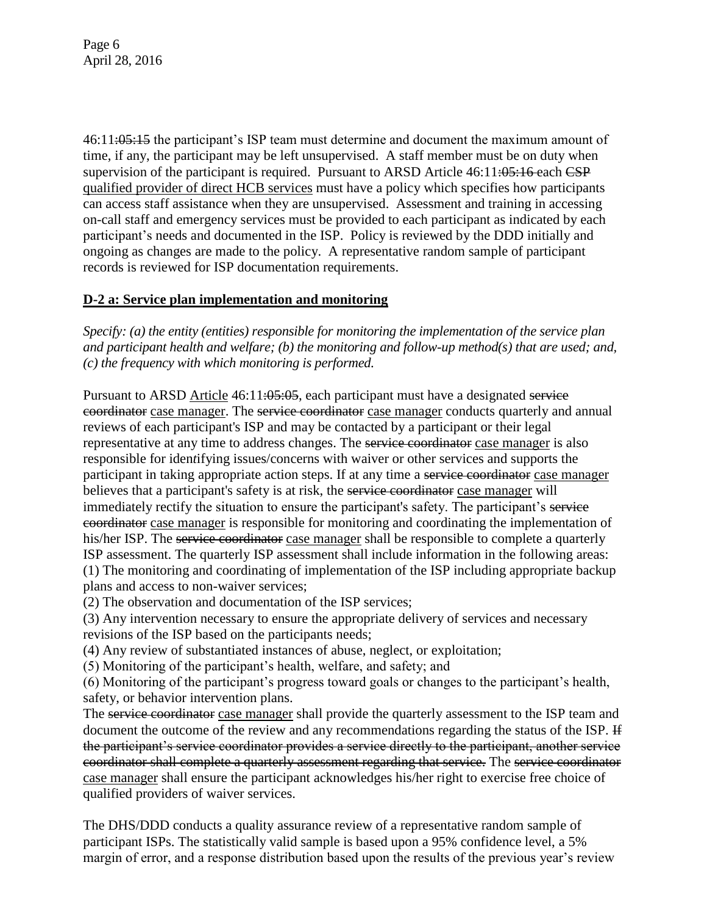46:11~~:05:15~~ the participant's ISP team must determine and document the maximum amount of time, if any, the participant may be left unsupervised. A staff member must be on duty when supervision of the participant is required. Pursuant to ARSD Article 46:11~~:05:16~~ each ~~CSP~~ <u>qualified provider of direct HCB services</u> must have a policy which specifies how participants can access staff assistance when they are unsupervised. Assessment and training in accessing on-call staff and emergency services must be provided to each participant as indicated by each participant's needs and documented in the ISP. Policy is reviewed by the DDD initially and ongoing as changes are made to the policy. A representative random sample of participant records is reviewed for ISP documentation requirements.

## D-2 a: Service plan implementation and monitoring

*Specify: (a) the entity (entities) responsible for monitoring the implementation of the service plan and participant health and welfare; (b) the monitoring and follow-up method(s) that are used; and, (c) the frequency with which monitoring is performed.*

Pursuant to ARSD <u>Article</u> 46:11~~:05:05~~, each participant must have a designated ~~service coordinator~~ <u>case manager</u>. The ~~service coordinator~~ <u>case manager</u> conducts quarterly and annual reviews of each participant's ISP and may be contacted by a participant or their legal representative at any time to address changes. The ~~service coordinator~~ <u>case manager</u> is also responsible for identifying issues/concerns with waiver or other services and supports the participant in taking appropriate action steps. If at any time a ~~service coordinator~~ <u>case manager</u> believes that a participant's safety is at risk, the ~~service coordinator~~ <u>case manager</u> will immediately rectify the situation to ensure the participant's safety. The participant's ~~service coordinator~~ <u>case manager</u> is responsible for monitoring and coordinating the implementation of his/her ISP. The ~~service coordinator~~ <u>case manager</u> shall be responsible to complete a quarterly ISP assessment. The quarterly ISP assessment shall include information in the following areas:
(1) The monitoring and coordinating of implementation of the ISP including appropriate backup plans and access to non-waiver services;
(2) The observation and documentation of the ISP services;
(3) Any intervention necessary to ensure the appropriate delivery of services and necessary revisions of the ISP based on the participants needs;
(4) Any review of substantiated instances of abuse, neglect, or exploitation;
(5) Monitoring of the participant's health, welfare, and safety; and
(6) Monitoring of the participant's progress toward goals or changes to the participant's health, safety, or behavior intervention plans.
The ~~service coordinator~~ <u>case manager</u> shall provide the quarterly assessment to the ISP team and document the outcome of the review and any recommendations regarding the status of the ISP. ~~If the participant's service coordinator provides a service directly to the participant, another service coordinator shall complete a quarterly assessment regarding that service.~~ The ~~service coordinator~~ <u>case manager</u> shall ensure the participant acknowledges his/her right to exercise free choice of qualified providers of waiver services.

The DHS/DDD conducts a quality assurance review of a representative random sample of participant ISPs. The statistically valid sample is based upon a 95% confidence level, a 5% margin of error, and a response distribution based upon the results of the previous year's review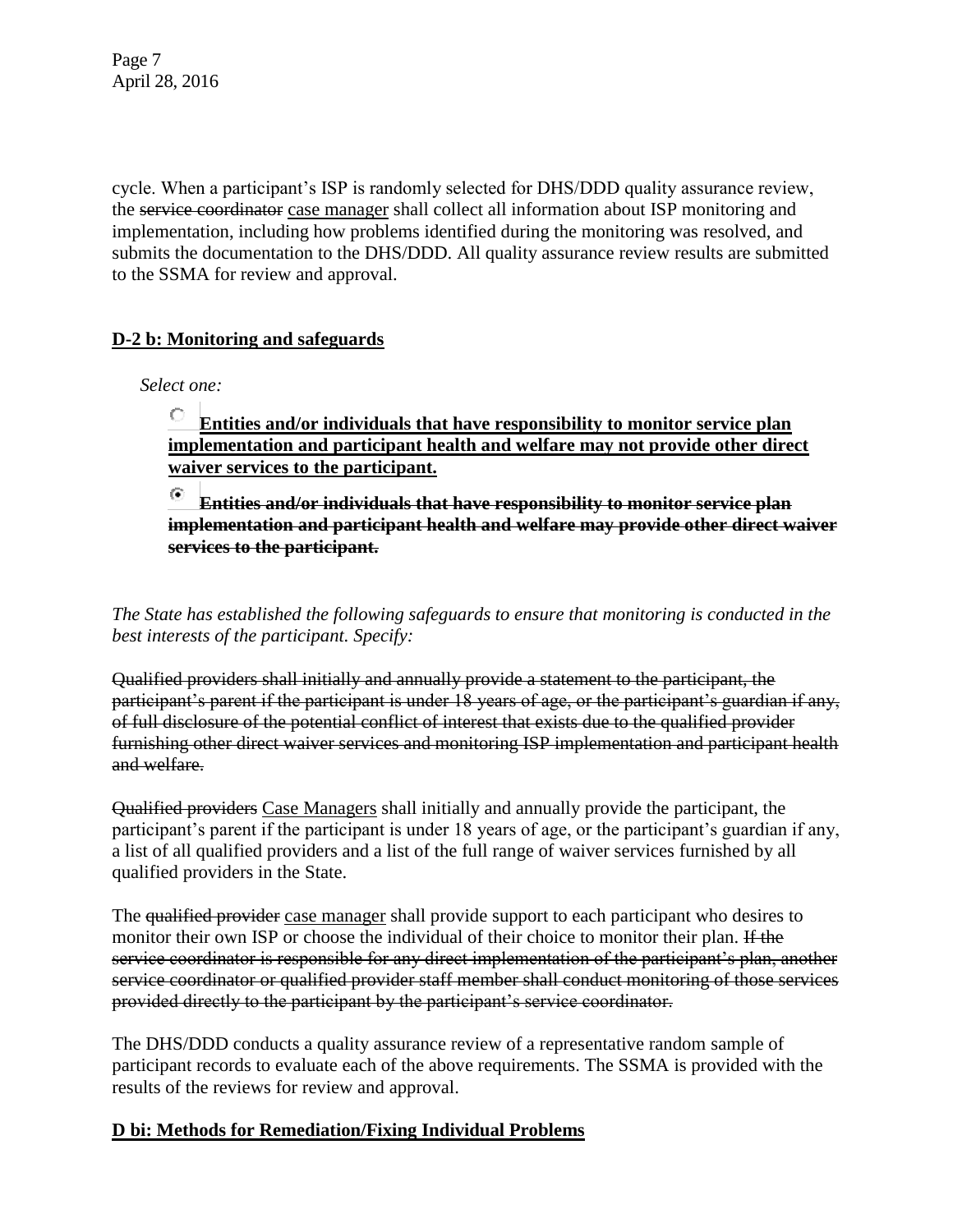cycle. When a participant's ISP is randomly selected for DHS/DDD quality assurance review, the ~~service coordinator~~ <u>case manager</u> shall collect all information about ISP monitoring and implementation, including how problems identified during the monitoring was resolved, and submits the documentation to the DHS/DDD. All quality assurance review results are submitted to the SSMA for review and approval.

## <u>D-2 b: Monitoring and safeguards</u>

*Select one:*

○ <u>**Entities and/or individuals that have responsibility to monitor service plan implementation and participant health and welfare may not provide other direct waiver services to the participant.**</u>

◉ ~~**Entities and/or individuals that have responsibility to monitor service plan implementation and participant health and welfare may provide other direct waiver services to the participant.**~~

*The State has established the following safeguards to ensure that monitoring is conducted in the best interests of the participant. Specify:*

~~Qualified providers shall initially and annually provide a statement to the participant, the participant's parent if the participant is under 18 years of age, or the participant's guardian if any, of full disclosure of the potential conflict of interest that exists due to the qualified provider furnishing other direct waiver services and monitoring ISP implementation and participant health and welfare.~~

~~Qualified providers~~ <u>Case Managers</u> shall initially and annually provide the participant, the participant's parent if the participant is under 18 years of age, or the participant's guardian if any, a list of all qualified providers and a list of the full range of waiver services furnished by all qualified providers in the State.

The ~~qualified provider~~ <u>case manager</u> shall provide support to each participant who desires to monitor their own ISP or choose the individual of their choice to monitor their plan. ~~If the service coordinator is responsible for any direct implementation of the participant's plan, another service coordinator or qualified provider staff member shall conduct monitoring of those services provided directly to the participant by the participant's service coordinator.~~

The DHS/DDD conducts a quality assurance review of a representative random sample of participant records to evaluate each of the above requirements. The SSMA is provided with the results of the reviews for review and approval.

## <u>D bi: Methods for Remediation/Fixing Individual Problems</u>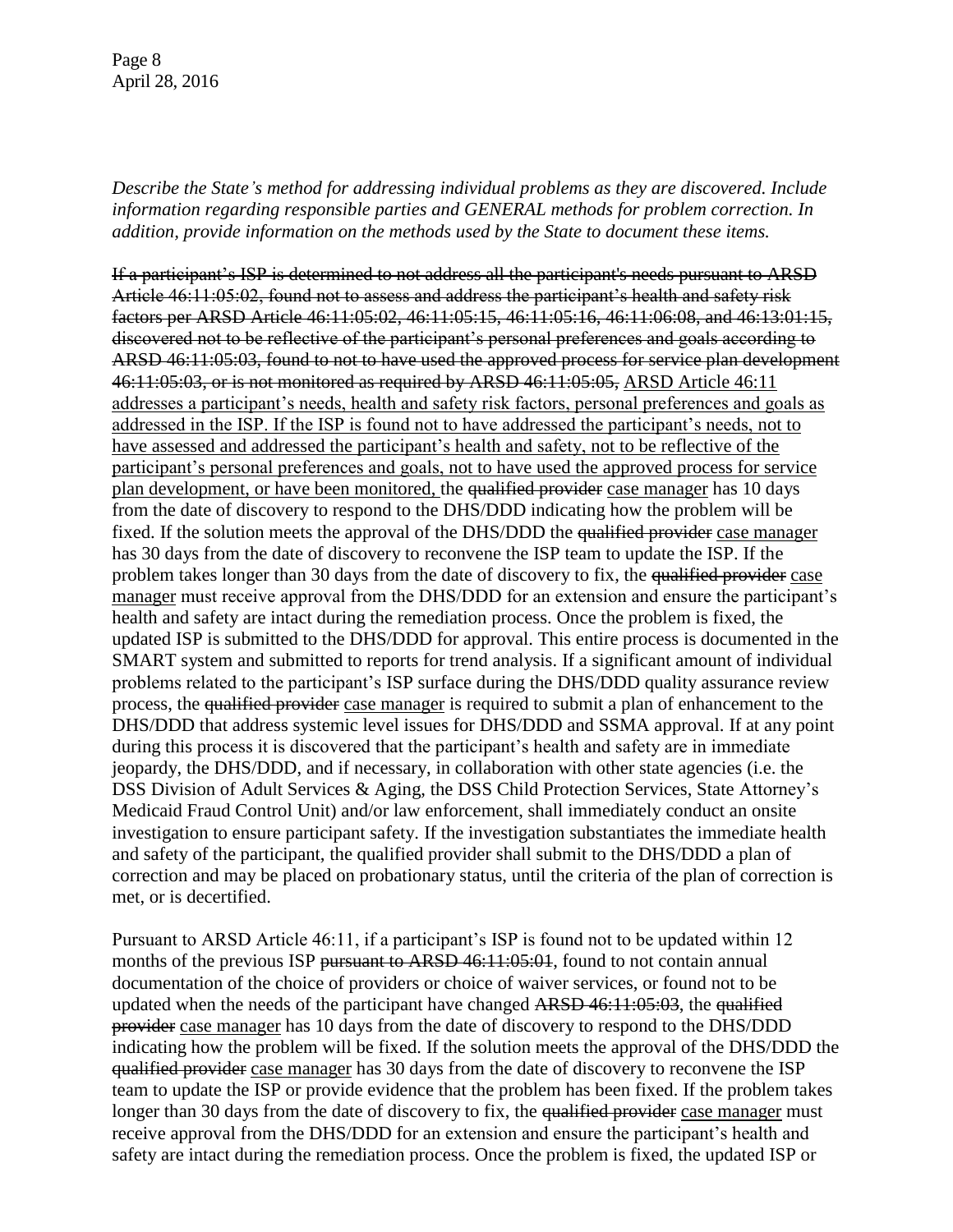*Describe the State's method for addressing individual problems as they are discovered. Include information regarding responsible parties and GENERAL methods for problem correction. In addition, provide information on the methods used by the State to document these items.*

~~If a participant's ISP is determined to not address all the participant's needs pursuant to ARSD Article 46:11:05:02, found not to assess and address the participant's health and safety risk factors per ARSD Article 46:11:05:02, 46:11:05:15, 46:11:05:16, 46:11:06:08, and 46:13:01:15, discovered not to be reflective of the participant's personal preferences and goals according to ARSD 46:11:05:03, found to not to have used the approved process for service plan development 46:11:05:03, or is not monitored as required by ARSD 46:11:05:05,~~ <u>ARSD Article 46:11 addresses a participant's needs, health and safety risk factors, personal preferences and goals as addressed in the ISP. If the ISP is found not to have addressed the participant's needs, not to have assessed and addressed the participant's health and safety, not to be reflective of the participant's personal preferences and goals, not to have used the approved process for service plan development, or have been monitored,</u> the ~~qualified provider~~ <u>case manager</u> has 10 days from the date of discovery to respond to the DHS/DDD indicating how the problem will be fixed. If the solution meets the approval of the DHS/DDD the ~~qualified provider~~ <u>case manager</u> has 30 days from the date of discovery to reconvene the ISP team to update the ISP. If the problem takes longer than 30 days from the date of discovery to fix, the ~~qualified provider~~ <u>case manager</u> must receive approval from the DHS/DDD for an extension and ensure the participant's health and safety are intact during the remediation process. Once the problem is fixed, the updated ISP is submitted to the DHS/DDD for approval. This entire process is documented in the SMART system and submitted to reports for trend analysis. If a significant amount of individual problems related to the participant's ISP surface during the DHS/DDD quality assurance review process, the ~~qualified provider~~ <u>case manager</u> is required to submit a plan of enhancement to the DHS/DDD that address systemic level issues for DHS/DDD and SSMA approval. If at any point during this process it is discovered that the participant's health and safety are in immediate jeopardy, the DHS/DDD, and if necessary, in collaboration with other state agencies (i.e. the DSS Division of Adult Services & Aging, the DSS Child Protection Services, State Attorney's Medicaid Fraud Control Unit) and/or law enforcement, shall immediately conduct an onsite investigation to ensure participant safety. If the investigation substantiates the immediate health and safety of the participant, the qualified provider shall submit to the DHS/DDD a plan of correction and may be placed on probationary status, until the criteria of the plan of correction is met, or is decertified.

Pursuant to ARSD Article 46:11, if a participant's ISP is found not to be updated within 12 months of the previous ISP ~~pursuant to ARSD 46:11:05:01~~, found to not contain annual documentation of the choice of providers or choice of waiver services, or found not to be updated when the needs of the participant have changed ~~ARSD 46:11:05:03~~, the ~~qualified provider~~ <u>case manager</u> has 10 days from the date of discovery to respond to the DHS/DDD indicating how the problem will be fixed. If the solution meets the approval of the DHS/DDD the ~~qualified provider~~ <u>case manager</u> has 30 days from the date of discovery to reconvene the ISP team to update the ISP or provide evidence that the problem has been fixed. If the problem takes longer than 30 days from the date of discovery to fix, the ~~qualified provider~~ <u>case manager</u> must receive approval from the DHS/DDD for an extension and ensure the participant's health and safety are intact during the remediation process. Once the problem is fixed, the updated ISP or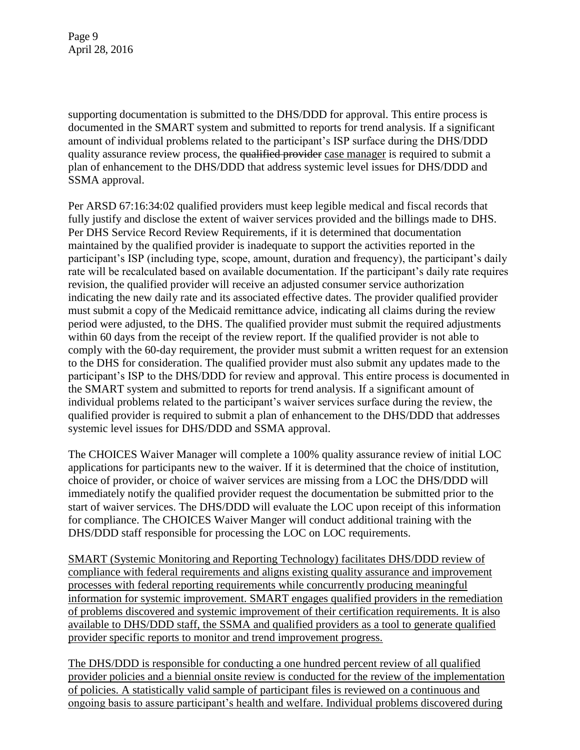supporting documentation is submitted to the DHS/DDD for approval. This entire process is documented in the SMART system and submitted to reports for trend analysis. If a significant amount of individual problems related to the participant's ISP surface during the DHS/DDD quality assurance review process, the ~~qualified provider~~ <u>case manager</u> is required to submit a plan of enhancement to the DHS/DDD that address systemic level issues for DHS/DDD and SSMA approval.

Per ARSD 67:16:34:02 qualified providers must keep legible medical and fiscal records that fully justify and disclose the extent of waiver services provided and the billings made to DHS. Per DHS Service Record Review Requirements, if it is determined that documentation maintained by the qualified provider is inadequate to support the activities reported in the participant's ISP (including type, scope, amount, duration and frequency), the participant's daily rate will be recalculated based on available documentation. If the participant's daily rate requires revision, the qualified provider will receive an adjusted consumer service authorization indicating the new daily rate and its associated effective dates. The provider qualified provider must submit a copy of the Medicaid remittance advice, indicating all claims during the review period were adjusted, to the DHS. The qualified provider must submit the required adjustments within 60 days from the receipt of the review report. If the qualified provider is not able to comply with the 60-day requirement, the provider must submit a written request for an extension to the DHS for consideration. The qualified provider must also submit any updates made to the participant's ISP to the DHS/DDD for review and approval. This entire process is documented in the SMART system and submitted to reports for trend analysis. If a significant amount of individual problems related to the participant's waiver services surface during the review, the qualified provider is required to submit a plan of enhancement to the DHS/DDD that addresses systemic level issues for DHS/DDD and SSMA approval.

The CHOICES Waiver Manager will complete a 100% quality assurance review of initial LOC applications for participants new to the waiver. If it is determined that the choice of institution, choice of provider, or choice of waiver services are missing from a LOC the DHS/DDD will immediately notify the qualified provider request the documentation be submitted prior to the start of waiver services. The DHS/DDD will evaluate the LOC upon receipt of this information for compliance. The CHOICES Waiver Manger will conduct additional training with the DHS/DDD staff responsible for processing the LOC on LOC requirements.

<u>SMART (Systemic Monitoring and Reporting Technology) facilitates DHS/DDD review of compliance with federal requirements and aligns existing quality assurance and improvement processes with federal reporting requirements while concurrently producing meaningful information for systemic improvement. SMART engages qualified providers in the remediation of problems discovered and systemic improvement of their certification requirements. It is also available to DHS/DDD staff, the SSMA and qualified providers as a tool to generate qualified provider specific reports to monitor and trend improvement progress.</u>

<u>The DHS/DDD is responsible for conducting a one hundred percent review of all qualified provider policies and a biennial onsite review is conducted for the review of the implementation of policies. A statistically valid sample of participant files is reviewed on a continuous and ongoing basis to assure participant's health and welfare. Individual problems discovered during</u>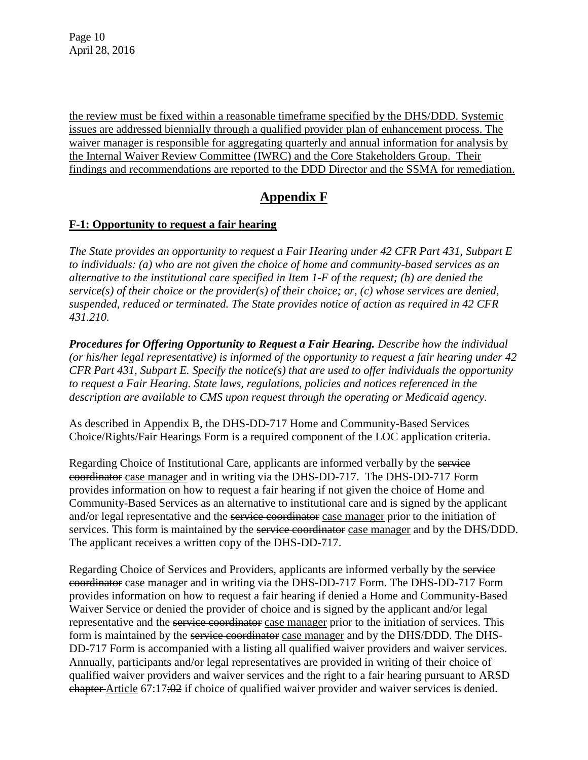the review must be fixed within a reasonable timeframe specified by the DHS/DDD. Systemic issues are addressed biennially through a qualified provider plan of enhancement process. The waiver manager is responsible for aggregating quarterly and annual information for analysis by the Internal Waiver Review Committee (IWRC) and the Core Stakeholders Group. Their findings and recommendations are reported to the DDD Director and the SSMA for remediation.

# Appendix F

## F-1: Opportunity to request a fair hearing

*The State provides an opportunity to request a Fair Hearing under 42 CFR Part 431, Subpart E to individuals: (a) who are not given the choice of home and community-based services as an alternative to the institutional care specified in Item 1-F of the request; (b) are denied the service(s) of their choice or the provider(s) of their choice; or, (c) whose services are denied, suspended, reduced or terminated. The State provides notice of action as required in 42 CFR 431.210.*

***Procedures for Offering Opportunity to Request a Fair Hearing.*** *Describe how the individual (or his/her legal representative) is informed of the opportunity to request a fair hearing under 42 CFR Part 431, Subpart E. Specify the notice(s) that are used to offer individuals the opportunity to request a Fair Hearing. State laws, regulations, policies and notices referenced in the description are available to CMS upon request through the operating or Medicaid agency.*

As described in Appendix B, the DHS-DD-717 Home and Community-Based Services Choice/Rights/Fair Hearings Form is a required component of the LOC application criteria.

Regarding Choice of Institutional Care, applicants are informed verbally by the ~~service coordinator~~ case manager and in writing via the DHS-DD-717. The DHS-DD-717 Form provides information on how to request a fair hearing if not given the choice of Home and Community-Based Services as an alternative to institutional care and is signed by the applicant and/or legal representative and the ~~service coordinator~~ case manager prior to the initiation of services. This form is maintained by the ~~service coordinator~~ case manager and by the DHS/DDD. The applicant receives a written copy of the DHS-DD-717.

Regarding Choice of Services and Providers, applicants are informed verbally by the ~~service coordinator~~ case manager and in writing via the DHS-DD-717 Form. The DHS-DD-717 Form provides information on how to request a fair hearing if denied a Home and Community-Based Waiver Service or denied the provider of choice and is signed by the applicant and/or legal representative and the ~~service coordinator~~ case manager prior to the initiation of services. This form is maintained by the ~~service coordinator~~ case manager and by the DHS/DDD. The DHS-DD-717 Form is accompanied with a listing all qualified waiver providers and waiver services. Annually, participants and/or legal representatives are provided in writing of their choice of qualified waiver providers and waiver services and the right to a fair hearing pursuant to ARSD ~~chapter~~ Article 67:17~~:02~~ if choice of qualified waiver provider and waiver services is denied.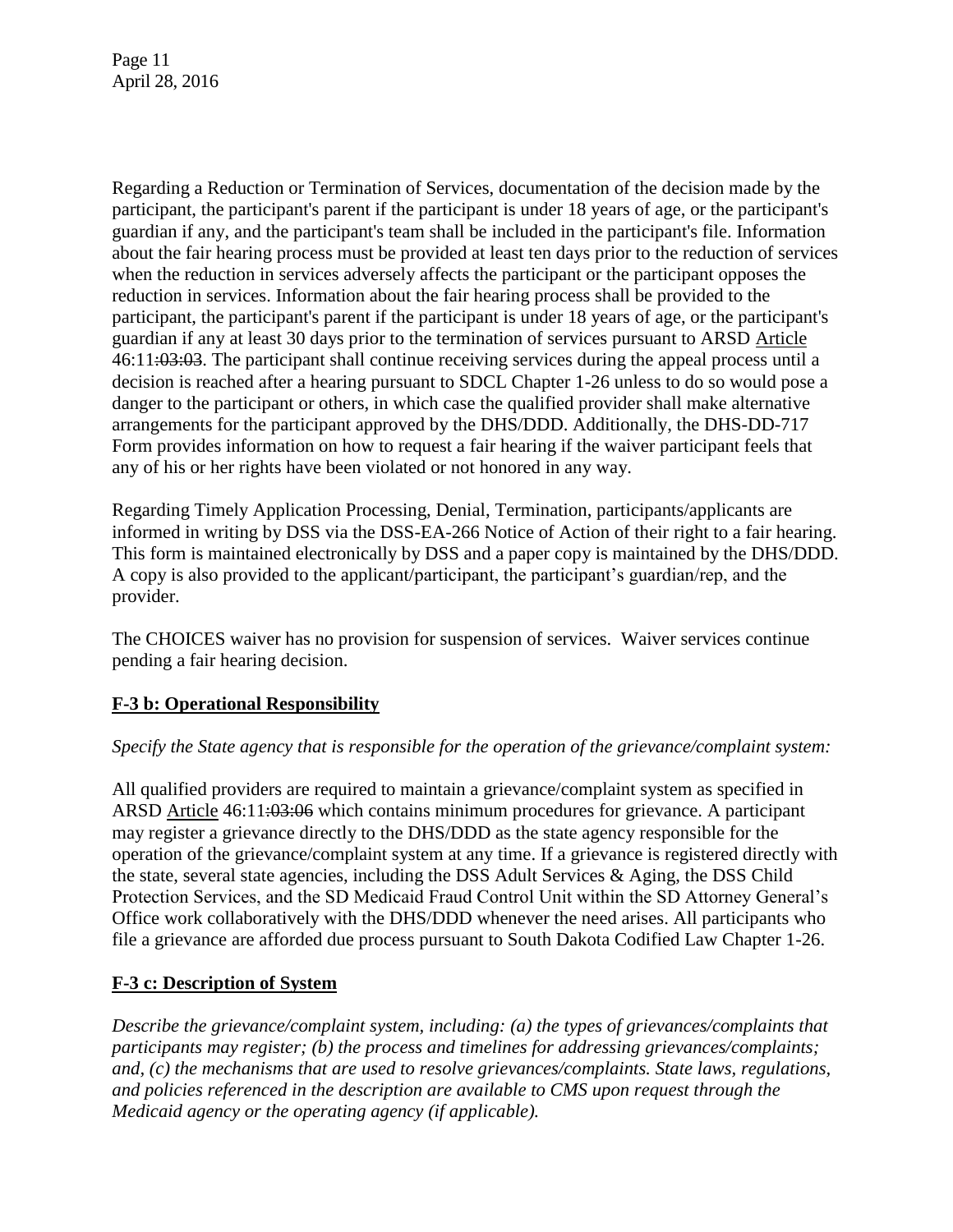Regarding a Reduction or Termination of Services, documentation of the decision made by the participant, the participant's parent if the participant is under 18 years of age, or the participant's guardian if any, and the participant's team shall be included in the participant's file. Information about the fair hearing process must be provided at least ten days prior to the reduction of services when the reduction in services adversely affects the participant or the participant opposes the reduction in services. Information about the fair hearing process shall be provided to the participant, the participant's parent if the participant is under 18 years of age, or the participant's guardian if any at least 30 days prior to the termination of services pursuant to ARSD Article 46:11~~:03:03~~. The participant shall continue receiving services during the appeal process until a decision is reached after a hearing pursuant to SDCL Chapter 1-26 unless to do so would pose a danger to the participant or others, in which case the qualified provider shall make alternative arrangements for the participant approved by the DHS/DDD. Additionally, the DHS-DD-717 Form provides information on how to request a fair hearing if the waiver participant feels that any of his or her rights have been violated or not honored in any way.

Regarding Timely Application Processing, Denial, Termination, participants/applicants are informed in writing by DSS via the DSS-EA-266 Notice of Action of their right to a fair hearing. This form is maintained electronically by DSS and a paper copy is maintained by the DHS/DDD. A copy is also provided to the applicant/participant, the participant's guardian/rep, and the provider.

The CHOICES waiver has no provision for suspension of services. Waiver services continue pending a fair hearing decision.

## F-3 b: Operational Responsibility

*Specify the State agency that is responsible for the operation of the grievance/complaint system:*

All qualified providers are required to maintain a grievance/complaint system as specified in ARSD Article 46:11~~:03:06~~ which contains minimum procedures for grievance. A participant may register a grievance directly to the DHS/DDD as the state agency responsible for the operation of the grievance/complaint system at any time. If a grievance is registered directly with the state, several state agencies, including the DSS Adult Services & Aging, the DSS Child Protection Services, and the SD Medicaid Fraud Control Unit within the SD Attorney General's Office work collaboratively with the DHS/DDD whenever the need arises. All participants who file a grievance are afforded due process pursuant to South Dakota Codified Law Chapter 1-26.

## F-3 c: Description of System

*Describe the grievance/complaint system, including: (a) the types of grievances/complaints that participants may register; (b) the process and timelines for addressing grievances/complaints; and, (c) the mechanisms that are used to resolve grievances/complaints. State laws, regulations, and policies referenced in the description are available to CMS upon request through the Medicaid agency or the operating agency (if applicable).*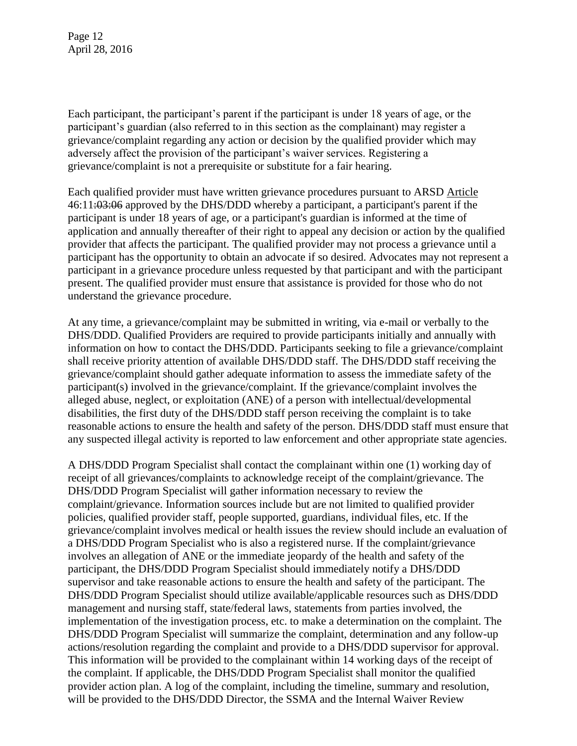Each participant, the participant's parent if the participant is under 18 years of age, or the participant's guardian (also referred to in this section as the complainant) may register a grievance/complaint regarding any action or decision by the qualified provider which may adversely affect the provision of the participant's waiver services. Registering a grievance/complaint is not a prerequisite or substitute for a fair hearing.

Each qualified provider must have written grievance procedures pursuant to ARSD Article 46:11~~:03:06~~ approved by the DHS/DDD whereby a participant, a participant's parent if the participant is under 18 years of age, or a participant's guardian is informed at the time of application and annually thereafter of their right to appeal any decision or action by the qualified provider that affects the participant. The qualified provider may not process a grievance until a participant has the opportunity to obtain an advocate if so desired. Advocates may not represent a participant in a grievance procedure unless requested by that participant and with the participant present. The qualified provider must ensure that assistance is provided for those who do not understand the grievance procedure.

At any time, a grievance/complaint may be submitted in writing, via e-mail or verbally to the DHS/DDD. Qualified Providers are required to provide participants initially and annually with information on how to contact the DHS/DDD. Participants seeking to file a grievance/complaint shall receive priority attention of available DHS/DDD staff. The DHS/DDD staff receiving the grievance/complaint should gather adequate information to assess the immediate safety of the participant(s) involved in the grievance/complaint. If the grievance/complaint involves the alleged abuse, neglect, or exploitation (ANE) of a person with intellectual/developmental disabilities, the first duty of the DHS/DDD staff person receiving the complaint is to take reasonable actions to ensure the health and safety of the person. DHS/DDD staff must ensure that any suspected illegal activity is reported to law enforcement and other appropriate state agencies.

A DHS/DDD Program Specialist shall contact the complainant within one (1) working day of receipt of all grievances/complaints to acknowledge receipt of the complaint/grievance. The DHS/DDD Program Specialist will gather information necessary to review the complaint/grievance. Information sources include but are not limited to qualified provider policies, qualified provider staff, people supported, guardians, individual files, etc. If the grievance/complaint involves medical or health issues the review should include an evaluation of a DHS/DDD Program Specialist who is also a registered nurse. If the complaint/grievance involves an allegation of ANE or the immediate jeopardy of the health and safety of the participant, the DHS/DDD Program Specialist should immediately notify a DHS/DDD supervisor and take reasonable actions to ensure the health and safety of the participant. The DHS/DDD Program Specialist should utilize available/applicable resources such as DHS/DDD management and nursing staff, state/federal laws, statements from parties involved, the implementation of the investigation process, etc. to make a determination on the complaint. The DHS/DDD Program Specialist will summarize the complaint, determination and any follow-up actions/resolution regarding the complaint and provide to a DHS/DDD supervisor for approval. This information will be provided to the complainant within 14 working days of the receipt of the complaint. If applicable, the DHS/DDD Program Specialist shall monitor the qualified provider action plan. A log of the complaint, including the timeline, summary and resolution, will be provided to the DHS/DDD Director, the SSMA and the Internal Waiver Review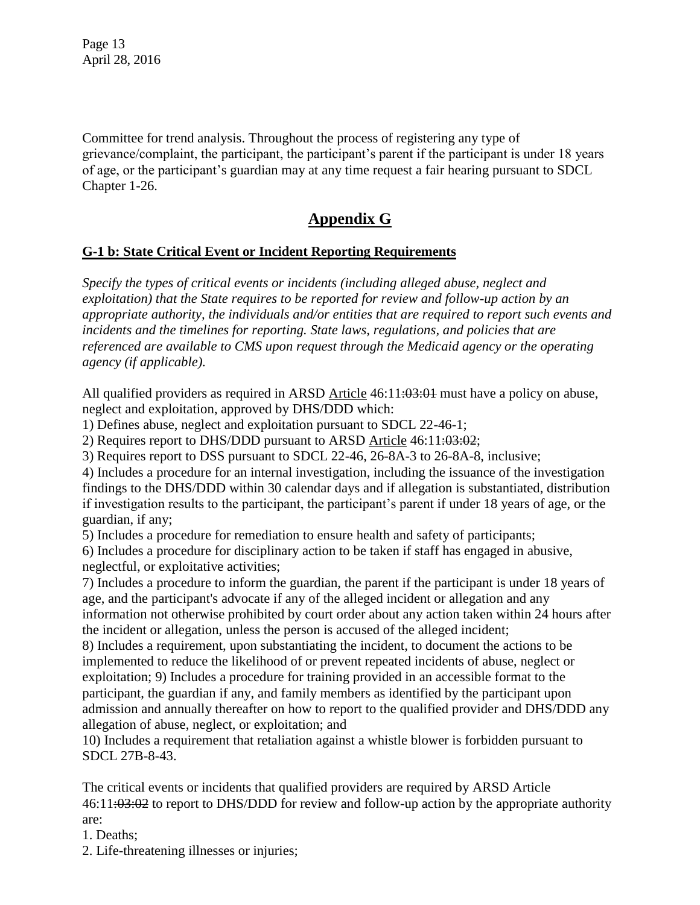Committee for trend analysis. Throughout the process of registering any type of grievance/complaint, the participant, the participant's parent if the participant is under 18 years of age, or the participant's guardian may at any time request a fair hearing pursuant to SDCL Chapter 1-26.

# Appendix G

## G-1 b: State Critical Event or Incident Reporting Requirements

*Specify the types of critical events or incidents (including alleged abuse, neglect and exploitation) that the State requires to be reported for review and follow-up action by an appropriate authority, the individuals and/or entities that are required to report such events and incidents and the timelines for reporting. State laws, regulations, and policies that are referenced are available to CMS upon request through the Medicaid agency or the operating agency (if applicable).*

All qualified providers as required in ARSD Article 46:11~~:03:01~~ must have a policy on abuse, neglect and exploitation, approved by DHS/DDD which:

1) Defines abuse, neglect and exploitation pursuant to SDCL 22-46-1;
2) Requires report to DHS/DDD pursuant to ARSD Article 46:11~~:03:02~~;
3) Requires report to DSS pursuant to SDCL 22-46, 26-8A-3 to 26-8A-8, inclusive;
4) Includes a procedure for an internal investigation, including the issuance of the investigation findings to the DHS/DDD within 30 calendar days and if allegation is substantiated, distribution if investigation results to the participant, the participant's parent if under 18 years of age, or the guardian, if any;
5) Includes a procedure for remediation to ensure health and safety of participants;
6) Includes a procedure for disciplinary action to be taken if staff has engaged in abusive, neglectful, or exploitative activities;
7) Includes a procedure to inform the guardian, the parent if the participant is under 18 years of age, and the participant's advocate if any of the alleged incident or allegation and any information not otherwise prohibited by court order about any action taken within 24 hours after the incident or allegation, unless the person is accused of the alleged incident;
8) Includes a requirement, upon substantiating the incident, to document the actions to be implemented to reduce the likelihood of or prevent repeated incidents of abuse, neglect or exploitation; 9) Includes a procedure for training provided in an accessible format to the participant, the guardian if any, and family members as identified by the participant upon admission and annually thereafter on how to report to the qualified provider and DHS/DDD any allegation of abuse, neglect, or exploitation; and
10) Includes a requirement that retaliation against a whistle blower is forbidden pursuant to SDCL 27B-8-43.

The critical events or incidents that qualified providers are required by ARSD Article 46:11~~:03:02~~ to report to DHS/DDD for review and follow-up action by the appropriate authority are:

1. Deaths;
2. Life-threatening illnesses or injuries;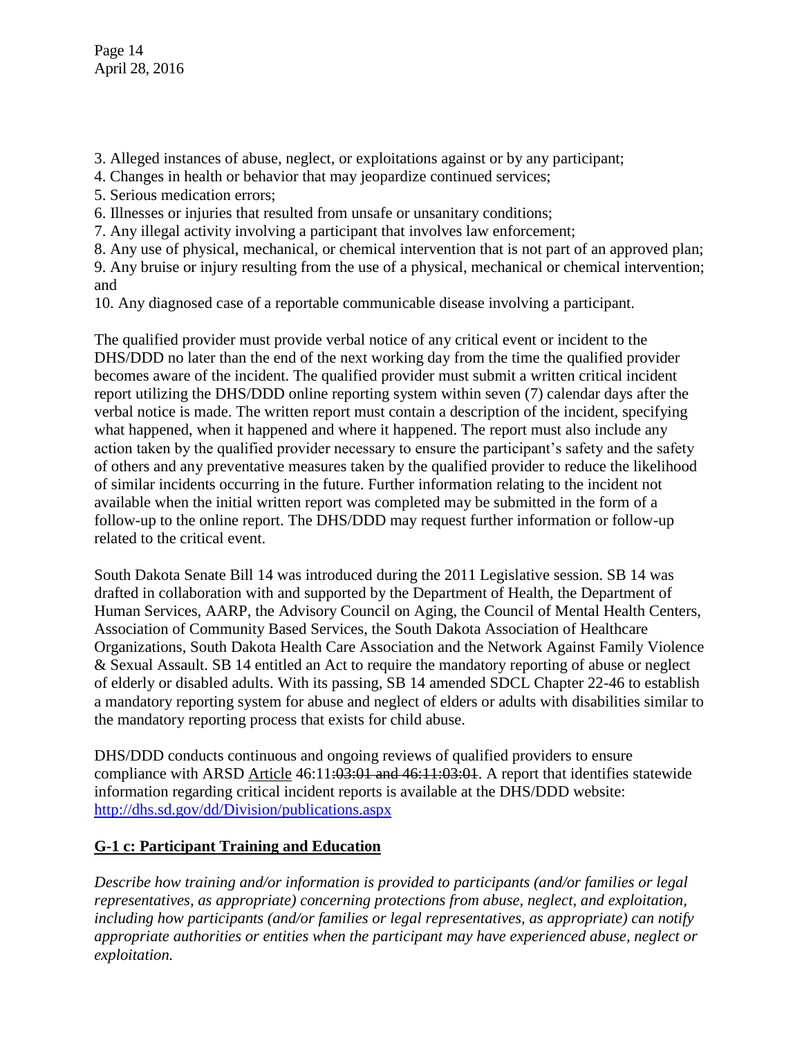3. Alleged instances of abuse, neglect, or exploitations against or by any participant;
4. Changes in health or behavior that may jeopardize continued services;
5. Serious medication errors;
6. Illnesses or injuries that resulted from unsafe or unsanitary conditions;
7. Any illegal activity involving a participant that involves law enforcement;
8. Any use of physical, mechanical, or chemical intervention that is not part of an approved plan;
9. Any bruise or injury resulting from the use of a physical, mechanical or chemical intervention; and
10. Any diagnosed case of a reportable communicable disease involving a participant.

The qualified provider must provide verbal notice of any critical event or incident to the DHS/DDD no later than the end of the next working day from the time the qualified provider becomes aware of the incident. The qualified provider must submit a written critical incident report utilizing the DHS/DDD online reporting system within seven (7) calendar days after the verbal notice is made. The written report must contain a description of the incident, specifying what happened, when it happened and where it happened. The report must also include any action taken by the qualified provider necessary to ensure the participant's safety and the safety of others and any preventative measures taken by the qualified provider to reduce the likelihood of similar incidents occurring in the future. Further information relating to the incident not available when the initial written report was completed may be submitted in the form of a follow-up to the online report. The DHS/DDD may request further information or follow-up related to the critical event.

South Dakota Senate Bill 14 was introduced during the 2011 Legislative session. SB 14 was drafted in collaboration with and supported by the Department of Health, the Department of Human Services, AARP, the Advisory Council on Aging, the Council of Mental Health Centers, Association of Community Based Services, the South Dakota Association of Healthcare Organizations, South Dakota Health Care Association and the Network Against Family Violence & Sexual Assault. SB 14 entitled an Act to require the mandatory reporting of abuse or neglect of elderly or disabled adults. With its passing, SB 14 amended SDCL Chapter 22-46 to establish a mandatory reporting system for abuse and neglect of elders or adults with disabilities similar to the mandatory reporting process that exists for child abuse.

DHS/DDD conducts continuous and ongoing reviews of qualified providers to ensure compliance with ARSD Article 46:11~~:03:01 and 46:11:03:01~~. A report that identifies statewide information regarding critical incident reports is available at the DHS/DDD website: http://dhs.sd.gov/dd/Division/publications.aspx

## G-1 c: Participant Training and Education

*Describe how training and/or information is provided to participants (and/or families or legal representatives, as appropriate) concerning protections from abuse, neglect, and exploitation, including how participants (and/or families or legal representatives, as appropriate) can notify appropriate authorities or entities when the participant may have experienced abuse, neglect or exploitation.*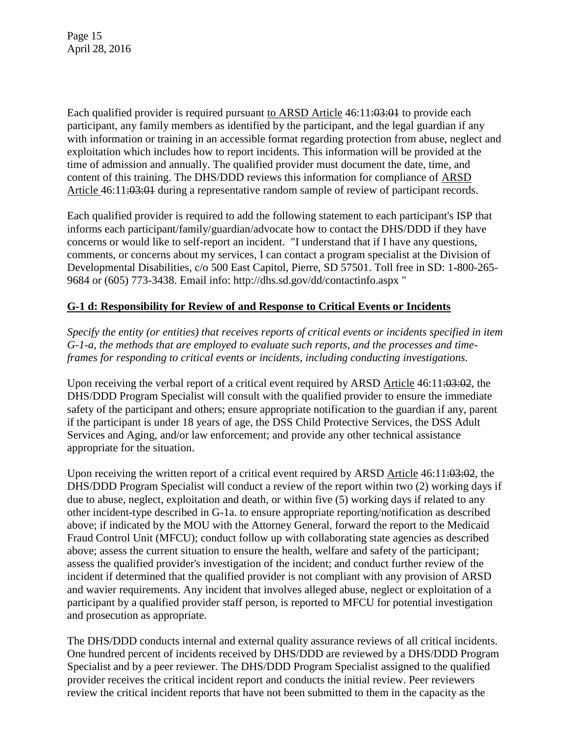Each qualified provider is required pursuant <u>to ARSD Article</u> 46:11~~:03:01~~ to provide each participant, any family members as identified by the participant, and the legal guardian if any with information or training in an accessible format regarding protection from abuse, neglect and exploitation which includes how to report incidents. This information will be provided at the time of admission and annually. The qualified provider must document the date, time, and content of this training. The DHS/DDD reviews this information for compliance of <u>ARSD Article</u> 46:11~~:03:01~~ during a representative random sample of review of participant records.

Each qualified provider is required to add the following statement to each participant's ISP that informs each participant/family/guardian/advocate how to contact the DHS/DDD if they have concerns or would like to self-report an incident. "I understand that if I have any questions, comments, or concerns about my services, I can contact a program specialist at the Division of Developmental Disabilities, c/o 500 East Capitol, Pierre, SD 57501. Toll free in SD: 1-800-265-9684 or (605) 773-3438. Email info: http://dhs.sd.gov/dd/contactinfo.aspx "

## <u>G-1 d: Responsibility for Review of and Response to Critical Events or Incidents</u>

*Specify the entity (or entities) that receives reports of critical events or incidents specified in item G-1-a, the methods that are employed to evaluate such reports, and the processes and time-frames for responding to critical events or incidents, including conducting investigations.*

Upon receiving the verbal report of a critical event required by ARSD <u>Article</u> 46:11~~:03:02~~, the DHS/DDD Program Specialist will consult with the qualified provider to ensure the immediate safety of the participant and others; ensure appropriate notification to the guardian if any, parent if the participant is under 18 years of age, the DSS Child Protective Services, the DSS Adult Services and Aging, and/or law enforcement; and provide any other technical assistance appropriate for the situation.

Upon receiving the written report of a critical event required by ARSD <u>Article</u> 46:11~~:03:02~~, the DHS/DDD Program Specialist will conduct a review of the report within two (2) working days if due to abuse, neglect, exploitation and death, or within five (5) working days if related to any other incident-type described in G-1a. to ensure appropriate reporting/notification as described above; if indicated by the MOU with the Attorney General, forward the report to the Medicaid Fraud Control Unit (MFCU); conduct follow up with collaborating state agencies as described above; assess the current situation to ensure the health, welfare and safety of the participant; assess the qualified provider's investigation of the incident; and conduct further review of the incident if determined that the qualified provider is not compliant with any provision of ARSD and wavier requirements. Any incident that involves alleged abuse, neglect or exploitation of a participant by a qualified provider staff person, is reported to MFCU for potential investigation and prosecution as appropriate.

The DHS/DDD conducts internal and external quality assurance reviews of all critical incidents. One hundred percent of incidents received by DHS/DDD are reviewed by a DHS/DDD Program Specialist and by a peer reviewer. The DHS/DDD Program Specialist assigned to the qualified provider receives the critical incident report and conducts the initial review. Peer reviewers review the critical incident reports that have not been submitted to them in the capacity as the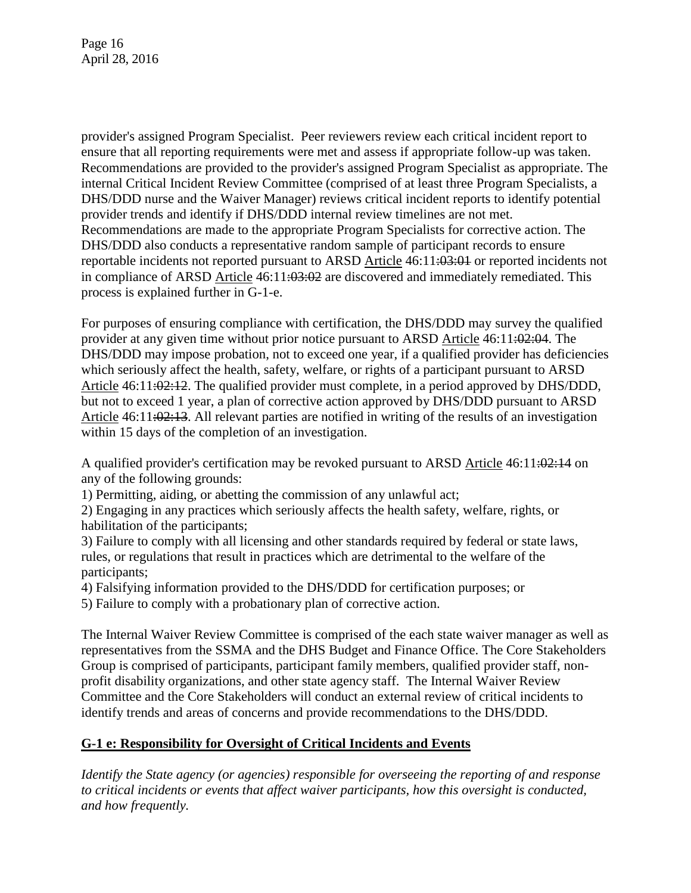provider's assigned Program Specialist. Peer reviewers review each critical incident report to ensure that all reporting requirements were met and assess if appropriate follow-up was taken. Recommendations are provided to the provider's assigned Program Specialist as appropriate. The internal Critical Incident Review Committee (comprised of at least three Program Specialists, a DHS/DDD nurse and the Waiver Manager) reviews critical incident reports to identify potential provider trends and identify if DHS/DDD internal review timelines are not met. Recommendations are made to the appropriate Program Specialists for corrective action. The DHS/DDD also conducts a representative random sample of participant records to ensure reportable incidents not reported pursuant to ARSD Article 46:11~~:03:01~~ or reported incidents not in compliance of ARSD Article 46:11~~:03:02~~ are discovered and immediately remediated. This process is explained further in G-1-e.

For purposes of ensuring compliance with certification, the DHS/DDD may survey the qualified provider at any given time without prior notice pursuant to ARSD Article 46:11~~:02:04~~. The DHS/DDD may impose probation, not to exceed one year, if a qualified provider has deficiencies which seriously affect the health, safety, welfare, or rights of a participant pursuant to ARSD Article 46:11~~:02:12~~. The qualified provider must complete, in a period approved by DHS/DDD, but not to exceed 1 year, a plan of corrective action approved by DHS/DDD pursuant to ARSD Article 46:11~~:02:13~~. All relevant parties are notified in writing of the results of an investigation within 15 days of the completion of an investigation.

A qualified provider's certification may be revoked pursuant to ARSD Article 46:11~~:02:14~~ on any of the following grounds:

1) Permitting, aiding, or abetting the commission of any unlawful act;
2) Engaging in any practices which seriously affects the health safety, welfare, rights, or habilitation of the participants;
3) Failure to comply with all licensing and other standards required by federal or state laws, rules, or regulations that result in practices which are detrimental to the welfare of the participants;
4) Falsifying information provided to the DHS/DDD for certification purposes; or
5) Failure to comply with a probationary plan of corrective action.

The Internal Waiver Review Committee is comprised of the each state waiver manager as well as representatives from the SSMA and the DHS Budget and Finance Office. The Core Stakeholders Group is comprised of participants, participant family members, qualified provider staff, non-profit disability organizations, and other state agency staff. The Internal Waiver Review Committee and the Core Stakeholders will conduct an external review of critical incidents to identify trends and areas of concerns and provide recommendations to the DHS/DDD.

## G-1 e: Responsibility for Oversight of Critical Incidents and Events

*Identify the State agency (or agencies) responsible for overseeing the reporting of and response to critical incidents or events that affect waiver participants, how this oversight is conducted, and how frequently.*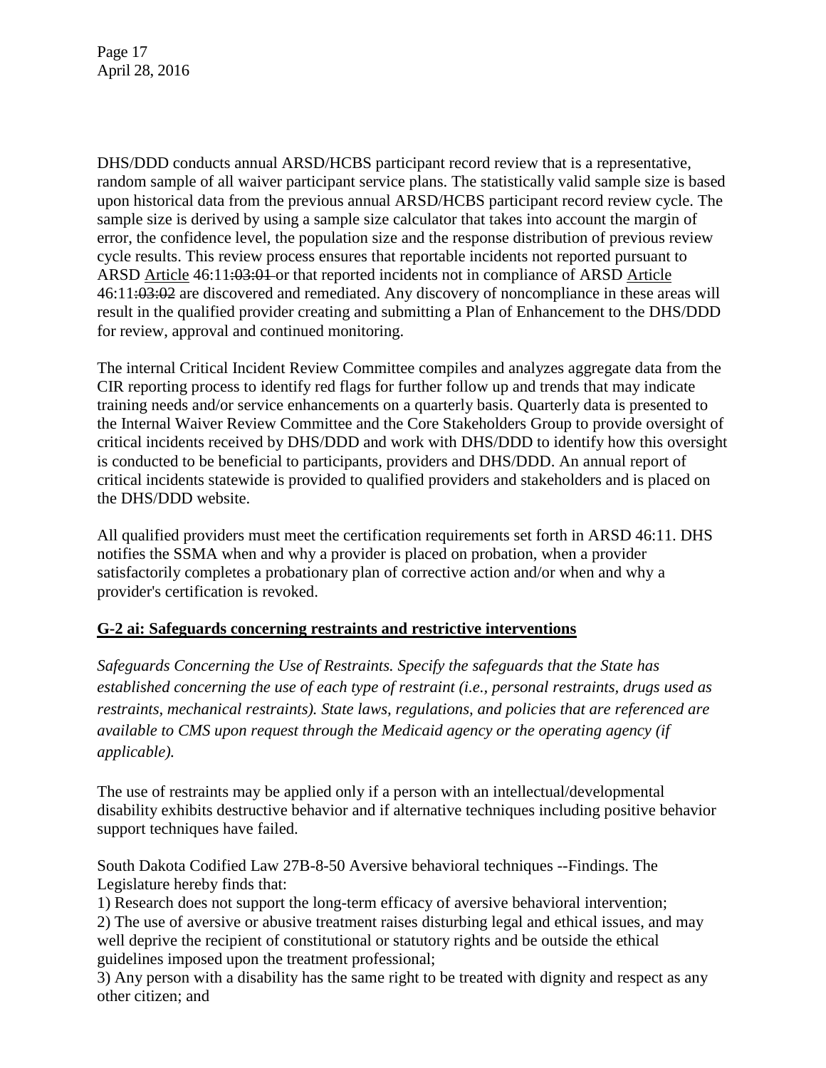DHS/DDD conducts annual ARSD/HCBS participant record review that is a representative, random sample of all waiver participant service plans. The statistically valid sample size is based upon historical data from the previous annual ARSD/HCBS participant record review cycle. The sample size is derived by using a sample size calculator that takes into account the margin of error, the confidence level, the population size and the response distribution of previous review cycle results. This review process ensures that reportable incidents not reported pursuant to ARSD Article 46:11~~:03:01~~ or that reported incidents not in compliance of ARSD Article 46:11~~:03:02~~ are discovered and remediated. Any discovery of noncompliance in these areas will result in the qualified provider creating and submitting a Plan of Enhancement to the DHS/DDD for review, approval and continued monitoring.

The internal Critical Incident Review Committee compiles and analyzes aggregate data from the CIR reporting process to identify red flags for further follow up and trends that may indicate training needs and/or service enhancements on a quarterly basis. Quarterly data is presented to the Internal Waiver Review Committee and the Core Stakeholders Group to provide oversight of critical incidents received by DHS/DDD and work with DHS/DDD to identify how this oversight is conducted to be beneficial to participants, providers and DHS/DDD. An annual report of critical incidents statewide is provided to qualified providers and stakeholders and is placed on the DHS/DDD website.

All qualified providers must meet the certification requirements set forth in ARSD 46:11. DHS notifies the SSMA when and why a provider is placed on probation, when a provider satisfactorily completes a probationary plan of corrective action and/or when and why a provider's certification is revoked.

## G-2 ai: Safeguards concerning restraints and restrictive interventions

*Safeguards Concerning the Use of Restraints. Specify the safeguards that the State has established concerning the use of each type of restraint (i.e., personal restraints, drugs used as restraints, mechanical restraints). State laws, regulations, and policies that are referenced are available to CMS upon request through the Medicaid agency or the operating agency (if applicable).*

The use of restraints may be applied only if a person with an intellectual/developmental disability exhibits destructive behavior and if alternative techniques including positive behavior support techniques have failed.

South Dakota Codified Law 27B-8-50 Aversive behavioral techniques --Findings. The Legislature hereby finds that:

1) Research does not support the long-term efficacy of aversive behavioral intervention;
2) The use of aversive or abusive treatment raises disturbing legal and ethical issues, and may well deprive the recipient of constitutional or statutory rights and be outside the ethical guidelines imposed upon the treatment professional;
3) Any person with a disability has the same right to be treated with dignity and respect as any other citizen; and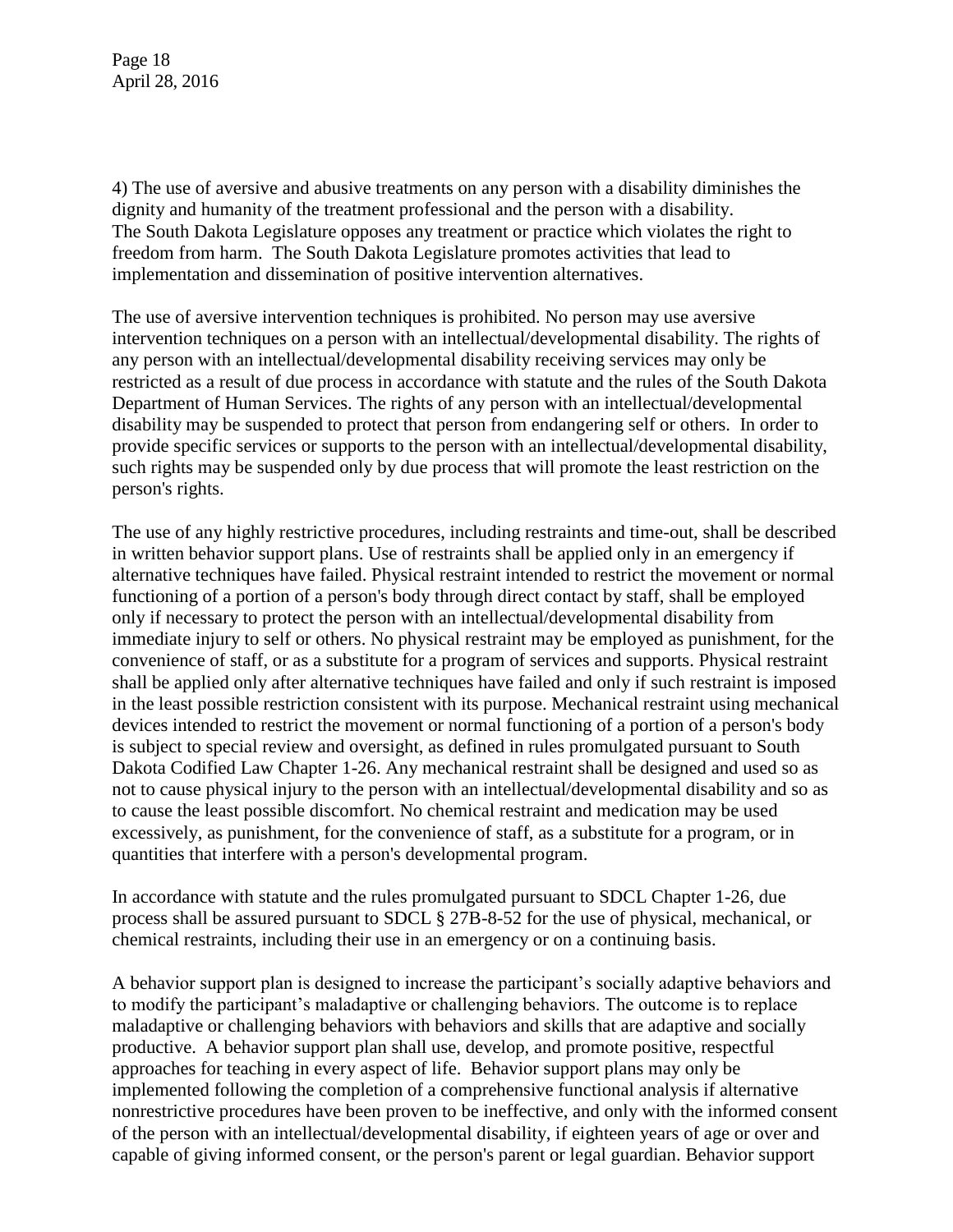4) The use of aversive and abusive treatments on any person with a disability diminishes the dignity and humanity of the treatment professional and the person with a disability. The South Dakota Legislature opposes any treatment or practice which violates the right to freedom from harm. The South Dakota Legislature promotes activities that lead to implementation and dissemination of positive intervention alternatives.

The use of aversive intervention techniques is prohibited. No person may use aversive intervention techniques on a person with an intellectual/developmental disability. The rights of any person with an intellectual/developmental disability receiving services may only be restricted as a result of due process in accordance with statute and the rules of the South Dakota Department of Human Services. The rights of any person with an intellectual/developmental disability may be suspended to protect that person from endangering self or others. In order to provide specific services or supports to the person with an intellectual/developmental disability, such rights may be suspended only by due process that will promote the least restriction on the person's rights.

The use of any highly restrictive procedures, including restraints and time-out, shall be described in written behavior support plans. Use of restraints shall be applied only in an emergency if alternative techniques have failed. Physical restraint intended to restrict the movement or normal functioning of a portion of a person's body through direct contact by staff, shall be employed only if necessary to protect the person with an intellectual/developmental disability from immediate injury to self or others. No physical restraint may be employed as punishment, for the convenience of staff, or as a substitute for a program of services and supports. Physical restraint shall be applied only after alternative techniques have failed and only if such restraint is imposed in the least possible restriction consistent with its purpose. Mechanical restraint using mechanical devices intended to restrict the movement or normal functioning of a portion of a person's body is subject to special review and oversight, as defined in rules promulgated pursuant to South Dakota Codified Law Chapter 1-26. Any mechanical restraint shall be designed and used so as not to cause physical injury to the person with an intellectual/developmental disability and so as to cause the least possible discomfort. No chemical restraint and medication may be used excessively, as punishment, for the convenience of staff, as a substitute for a program, or in quantities that interfere with a person's developmental program.

In accordance with statute and the rules promulgated pursuant to SDCL Chapter 1-26, due process shall be assured pursuant to SDCL § 27B-8-52 for the use of physical, mechanical, or chemical restraints, including their use in an emergency or on a continuing basis.

A behavior support plan is designed to increase the participant's socially adaptive behaviors and to modify the participant's maladaptive or challenging behaviors. The outcome is to replace maladaptive or challenging behaviors with behaviors and skills that are adaptive and socially productive. A behavior support plan shall use, develop, and promote positive, respectful approaches for teaching in every aspect of life. Behavior support plans may only be implemented following the completion of a comprehensive functional analysis if alternative nonrestrictive procedures have been proven to be ineffective, and only with the informed consent of the person with an intellectual/developmental disability, if eighteen years of age or over and capable of giving informed consent, or the person's parent or legal guardian. Behavior support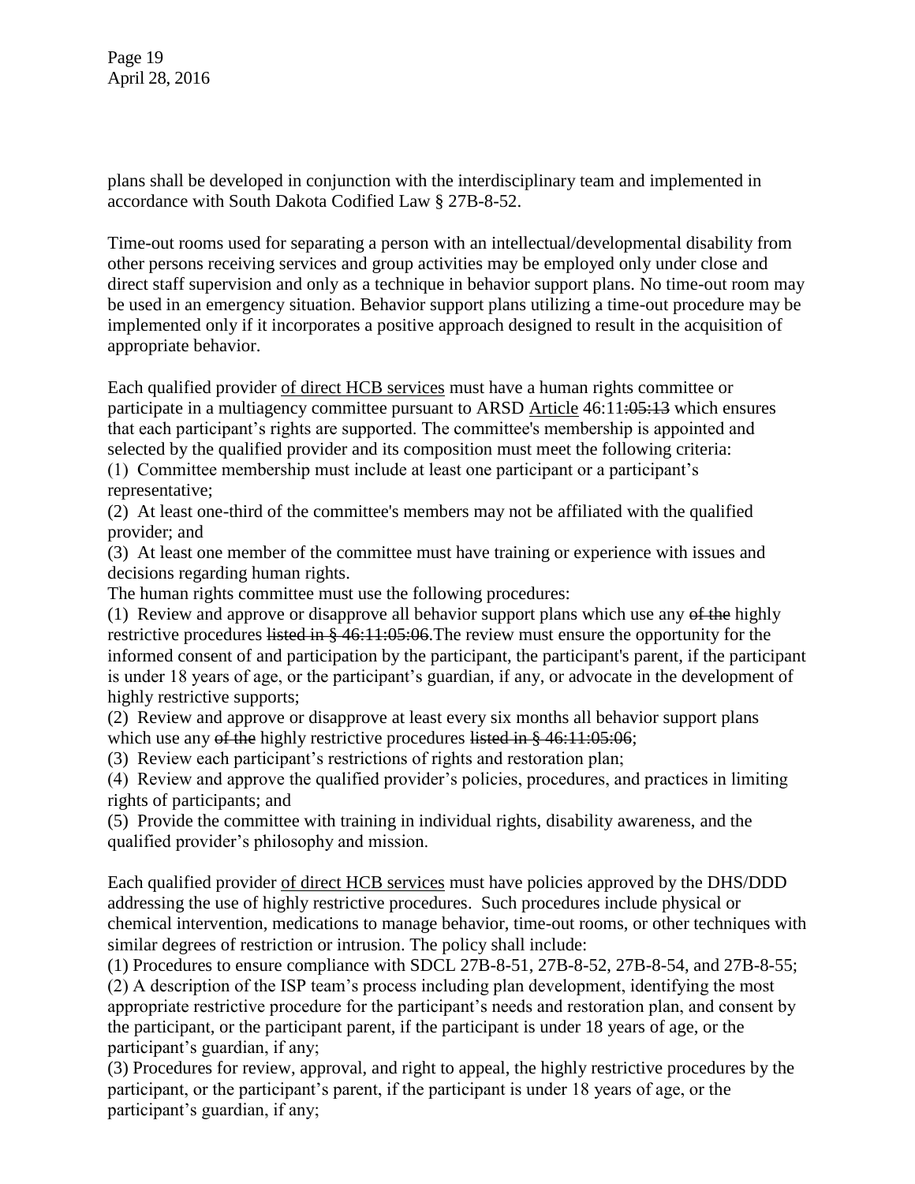plans shall be developed in conjunction with the interdisciplinary team and implemented in accordance with South Dakota Codified Law § 27B-8-52.

Time-out rooms used for separating a person with an intellectual/developmental disability from other persons receiving services and group activities may be employed only under close and direct staff supervision and only as a technique in behavior support plans. No time-out room may be used in an emergency situation. Behavior support plans utilizing a time-out procedure may be implemented only if it incorporates a positive approach designed to result in the acquisition of appropriate behavior.

Each qualified provider <u>of direct HCB services</u> must have a human rights committee or participate in a multiagency committee pursuant to ARSD <u>Article</u> 46:11~~:05:13~~ which ensures that each participant's rights are supported. The committee's membership is appointed and selected by the qualified provider and its composition must meet the following criteria:

(1) Committee membership must include at least one participant or a participant's representative;

(2) At least one-third of the committee's members may not be affiliated with the qualified provider; and

(3) At least one member of the committee must have training or experience with issues and decisions regarding human rights.

The human rights committee must use the following procedures:

(1) Review and approve or disapprove all behavior support plans which use any ~~of the~~ highly restrictive procedures ~~listed in § 46:11:05:06~~. The review must ensure the opportunity for the informed consent of and participation by the participant, the participant's parent, if the participant is under 18 years of age, or the participant's guardian, if any, or advocate in the development of highly restrictive supports;

(2) Review and approve or disapprove at least every six months all behavior support plans which use any ~~of the~~ highly restrictive procedures ~~listed in § 46:11:05:06~~;

(3) Review each participant's restrictions of rights and restoration plan;

(4) Review and approve the qualified provider's policies, procedures, and practices in limiting rights of participants; and

(5) Provide the committee with training in individual rights, disability awareness, and the qualified provider's philosophy and mission.

Each qualified provider <u>of direct HCB services</u> must have policies approved by the DHS/DDD addressing the use of highly restrictive procedures. Such procedures include physical or chemical intervention, medications to manage behavior, time-out rooms, or other techniques with similar degrees of restriction or intrusion. The policy shall include:

(1) Procedures to ensure compliance with SDCL 27B-8-51, 27B-8-52, 27B-8-54, and 27B-8-55;

(2) A description of the ISP team's process including plan development, identifying the most appropriate restrictive procedure for the participant's needs and restoration plan, and consent by the participant, or the participant parent, if the participant is under 18 years of age, or the participant's guardian, if any;

(3) Procedures for review, approval, and right to appeal, the highly restrictive procedures by the participant, or the participant's parent, if the participant is under 18 years of age, or the participant's guardian, if any;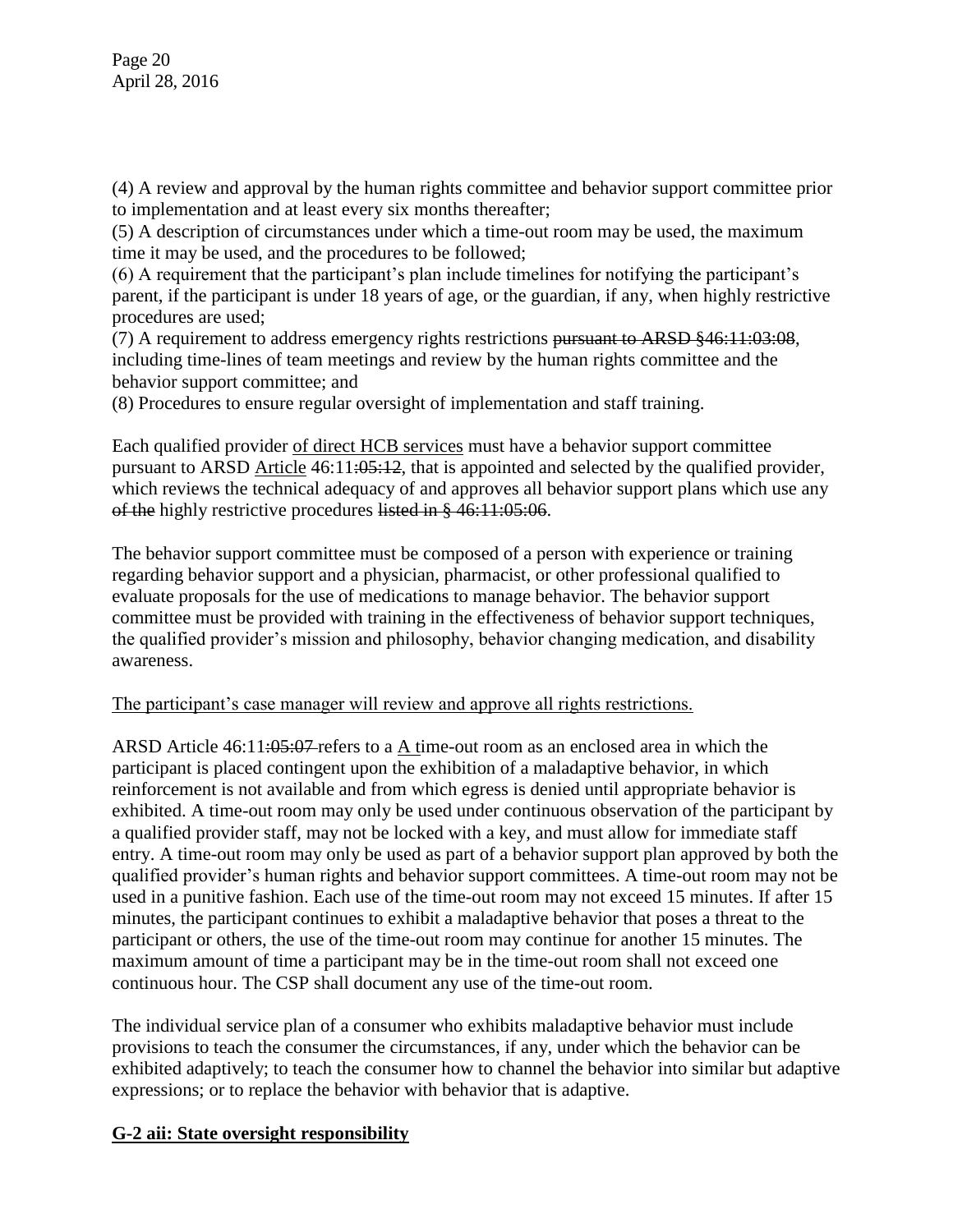(4) A review and approval by the human rights committee and behavior support committee prior to implementation and at least every six months thereafter;
(5) A description of circumstances under which a time-out room may be used, the maximum time it may be used, and the procedures to be followed;
(6) A requirement that the participant's plan include timelines for notifying the participant's parent, if the participant is under 18 years of age, or the guardian, if any, when highly restrictive procedures are used;
(7) A requirement to address emergency rights restrictions ~~pursuant to ARSD §46:11:03:08~~, including time-lines of team meetings and review by the human rights committee and the behavior support committee; and
(8) Procedures to ensure regular oversight of implementation and staff training.

Each qualified provider <u>of direct HCB services</u> must have a behavior support committee pursuant to ARSD <u>Article</u> 46:11~~:05:12~~, that is appointed and selected by the qualified provider, which reviews the technical adequacy of and approves all behavior support plans which use any ~~of the~~ highly restrictive procedures ~~listed in § 46:11:05:06~~.

The behavior support committee must be composed of a person with experience or training regarding behavior support and a physician, pharmacist, or other professional qualified to evaluate proposals for the use of medications to manage behavior. The behavior support committee must be provided with training in the effectiveness of behavior support techniques, the qualified provider's mission and philosophy, behavior changing medication, and disability awareness.

<u>The participant's case manager will review and approve all rights restrictions.</u>

ARSD Article 46:11~~:05:07~~ refers to a <u>A t</u>ime-out room as an enclosed area in which the participant is placed contingent upon the exhibition of a maladaptive behavior, in which reinforcement is not available and from which egress is denied until appropriate behavior is exhibited. A time-out room may only be used under continuous observation of the participant by a qualified provider staff, may not be locked with a key, and must allow for immediate staff entry. A time-out room may only be used as part of a behavior support plan approved by both the qualified provider's human rights and behavior support committees. A time-out room may not be used in a punitive fashion. Each use of the time-out room may not exceed 15 minutes. If after 15 minutes, the participant continues to exhibit a maladaptive behavior that poses a threat to the participant or others, the use of the time-out room may continue for another 15 minutes. The maximum amount of time a participant may be in the time-out room shall not exceed one continuous hour. The CSP shall document any use of the time-out room.

The individual service plan of a consumer who exhibits maladaptive behavior must include provisions to teach the consumer the circumstances, if any, under which the behavior can be exhibited adaptively; to teach the consumer how to channel the behavior into similar but adaptive expressions; or to replace the behavior with behavior that is adaptive.

**<u>G-2 aii: State oversight responsibility</u>**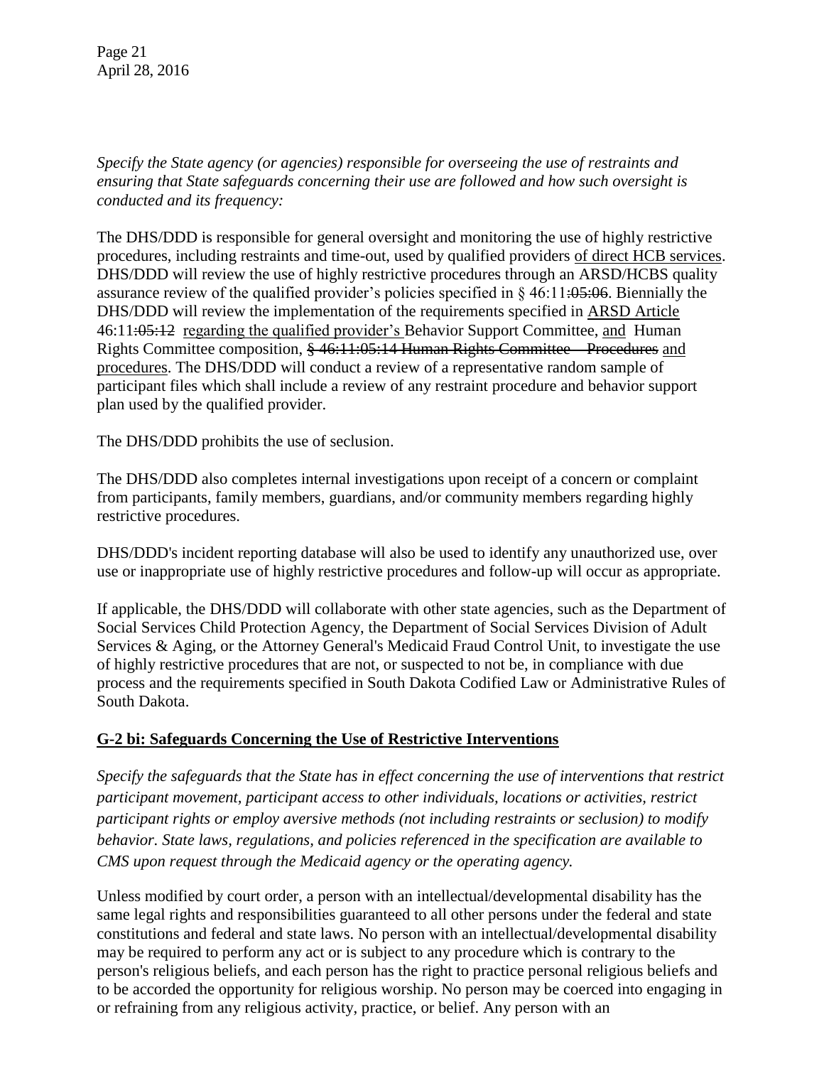*Specify the State agency (or agencies) responsible for overseeing the use of restraints and ensuring that State safeguards concerning their use are followed and how such oversight is conducted and its frequency:*

The DHS/DDD is responsible for general oversight and monitoring the use of highly restrictive procedures, including restraints and time-out, used by qualified providers <u>of direct HCB services</u>. DHS/DDD will review the use of highly restrictive procedures through an ARSD/HCBS quality assurance review of the qualified provider's policies specified in § 46:11~~:05:06~~. Biennially the DHS/DDD will review the implementation of the requirements specified in <u>ARSD Article</u> 46:11~~:05:12~~ <u>regarding the qualified provider's</u> Behavior Support Committee, <u>and</u> Human Rights Committee composition, ~~§ 46:11:05:14 Human Rights Committee – Procedures~~ <u>and procedures</u>. The DHS/DDD will conduct a review of a representative random sample of participant files which shall include a review of any restraint procedure and behavior support plan used by the qualified provider.

The DHS/DDD prohibits the use of seclusion.

The DHS/DDD also completes internal investigations upon receipt of a concern or complaint from participants, family members, guardians, and/or community members regarding highly restrictive procedures.

DHS/DDD's incident reporting database will also be used to identify any unauthorized use, over use or inappropriate use of highly restrictive procedures and follow-up will occur as appropriate.

If applicable, the DHS/DDD will collaborate with other state agencies, such as the Department of Social Services Child Protection Agency, the Department of Social Services Division of Adult Services & Aging, or the Attorney General's Medicaid Fraud Control Unit, to investigate the use of highly restrictive procedures that are not, or suspected to not be, in compliance with due process and the requirements specified in South Dakota Codified Law or Administrative Rules of South Dakota.

## <u>G-2 bi: Safeguards Concerning the Use of Restrictive Interventions</u>

*Specify the safeguards that the State has in effect concerning the use of interventions that restrict participant movement, participant access to other individuals, locations or activities, restrict participant rights or employ aversive methods (not including restraints or seclusion) to modify behavior. State laws, regulations, and policies referenced in the specification are available to CMS upon request through the Medicaid agency or the operating agency.*

Unless modified by court order, a person with an intellectual/developmental disability has the same legal rights and responsibilities guaranteed to all other persons under the federal and state constitutions and federal and state laws. No person with an intellectual/developmental disability may be required to perform any act or is subject to any procedure which is contrary to the person's religious beliefs, and each person has the right to practice personal religious beliefs and to be accorded the opportunity for religious worship. No person may be coerced into engaging in or refraining from any religious activity, practice, or belief. Any person with an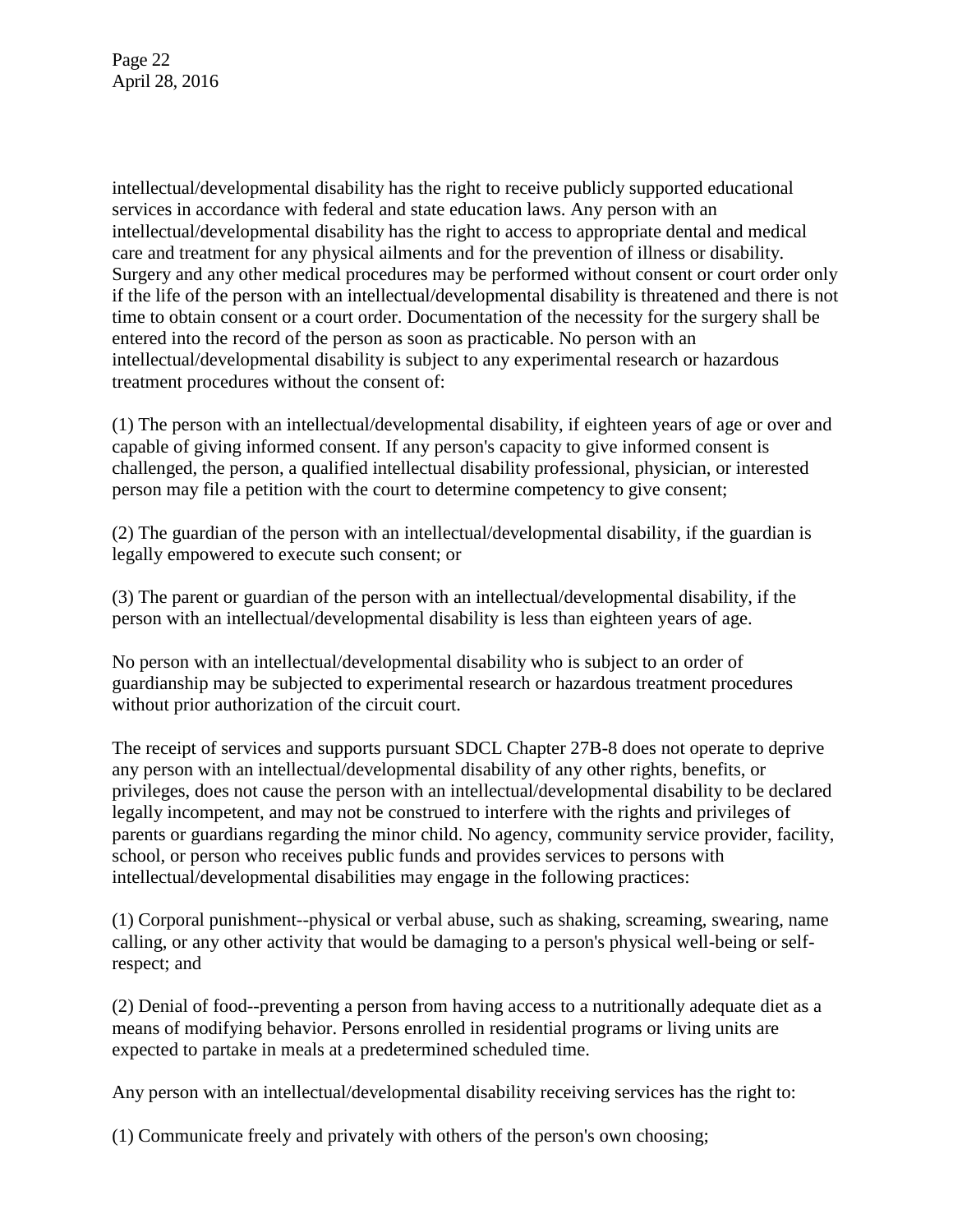intellectual/developmental disability has the right to receive publicly supported educational services in accordance with federal and state education laws. Any person with an intellectual/developmental disability has the right to access to appropriate dental and medical care and treatment for any physical ailments and for the prevention of illness or disability. Surgery and any other medical procedures may be performed without consent or court order only if the life of the person with an intellectual/developmental disability is threatened and there is not time to obtain consent or a court order. Documentation of the necessity for the surgery shall be entered into the record of the person as soon as practicable. No person with an intellectual/developmental disability is subject to any experimental research or hazardous treatment procedures without the consent of:

(1) The person with an intellectual/developmental disability, if eighteen years of age or over and capable of giving informed consent. If any person's capacity to give informed consent is challenged, the person, a qualified intellectual disability professional, physician, or interested person may file a petition with the court to determine competency to give consent;

(2) The guardian of the person with an intellectual/developmental disability, if the guardian is legally empowered to execute such consent; or

(3) The parent or guardian of the person with an intellectual/developmental disability, if the person with an intellectual/developmental disability is less than eighteen years of age.

No person with an intellectual/developmental disability who is subject to an order of guardianship may be subjected to experimental research or hazardous treatment procedures without prior authorization of the circuit court.

The receipt of services and supports pursuant SDCL Chapter 27B-8 does not operate to deprive any person with an intellectual/developmental disability of any other rights, benefits, or privileges, does not cause the person with an intellectual/developmental disability to be declared legally incompetent, and may not be construed to interfere with the rights and privileges of parents or guardians regarding the minor child. No agency, community service provider, facility, school, or person who receives public funds and provides services to persons with intellectual/developmental disabilities may engage in the following practices:

(1) Corporal punishment--physical or verbal abuse, such as shaking, screaming, swearing, name calling, or any other activity that would be damaging to a person's physical well-being or self-respect; and

(2) Denial of food--preventing a person from having access to a nutritionally adequate diet as a means of modifying behavior. Persons enrolled in residential programs or living units are expected to partake in meals at a predetermined scheduled time.

Any person with an intellectual/developmental disability receiving services has the right to:

(1) Communicate freely and privately with others of the person's own choosing;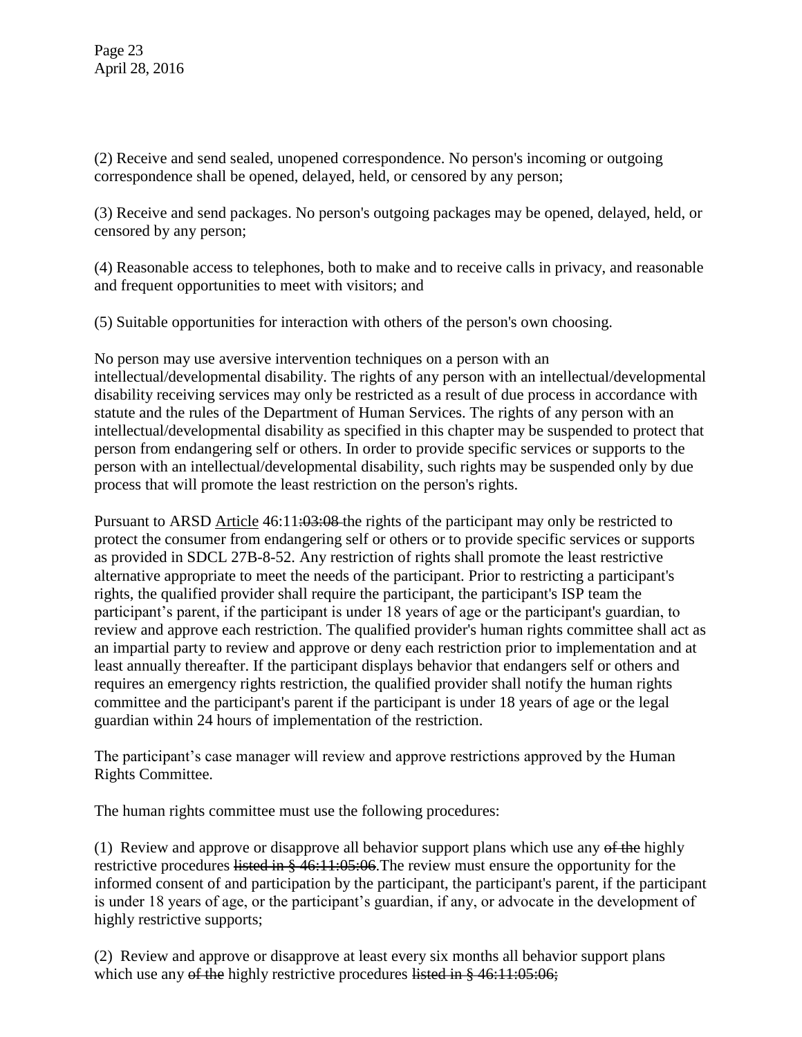(2) Receive and send sealed, unopened correspondence. No person's incoming or outgoing correspondence shall be opened, delayed, held, or censored by any person;

(3) Receive and send packages. No person's outgoing packages may be opened, delayed, held, or censored by any person;

(4) Reasonable access to telephones, both to make and to receive calls in privacy, and reasonable and frequent opportunities to meet with visitors; and

(5) Suitable opportunities for interaction with others of the person's own choosing.

No person may use aversive intervention techniques on a person with an intellectual/developmental disability. The rights of any person with an intellectual/developmental disability receiving services may only be restricted as a result of due process in accordance with statute and the rules of the Department of Human Services. The rights of any person with an intellectual/developmental disability as specified in this chapter may be suspended to protect that person from endangering self or others. In order to provide specific services or supports to the person with an intellectual/developmental disability, such rights may be suspended only by due process that will promote the least restriction on the person's rights.

Pursuant to ARSD <u>Article</u> 46:11~~:03:08~~ the rights of the participant may only be restricted to protect the consumer from endangering self or others or to provide specific services or supports as provided in SDCL 27B-8-52. Any restriction of rights shall promote the least restrictive alternative appropriate to meet the needs of the participant. Prior to restricting a participant's rights, the qualified provider shall require the participant, the participant's ISP team the participant's parent, if the participant is under 18 years of age or the participant's guardian, to review and approve each restriction. The qualified provider's human rights committee shall act as an impartial party to review and approve or deny each restriction prior to implementation and at least annually thereafter. If the participant displays behavior that endangers self or others and requires an emergency rights restriction, the qualified provider shall notify the human rights committee and the participant's parent if the participant is under 18 years of age or the legal guardian within 24 hours of implementation of the restriction.

The participant's case manager will review and approve restrictions approved by the Human Rights Committee.

The human rights committee must use the following procedures:

(1) Review and approve or disapprove all behavior support plans which use any ~~of the~~ highly restrictive procedures ~~listed in § 46:11:05:06~~. The review must ensure the opportunity for the informed consent of and participation by the participant, the participant's parent, if the participant is under 18 years of age, or the participant's guardian, if any, or advocate in the development of highly restrictive supports;

(2) Review and approve or disapprove at least every six months all behavior support plans which use any ~~of the~~ highly restrictive procedures ~~listed in § 46:11:05:06;~~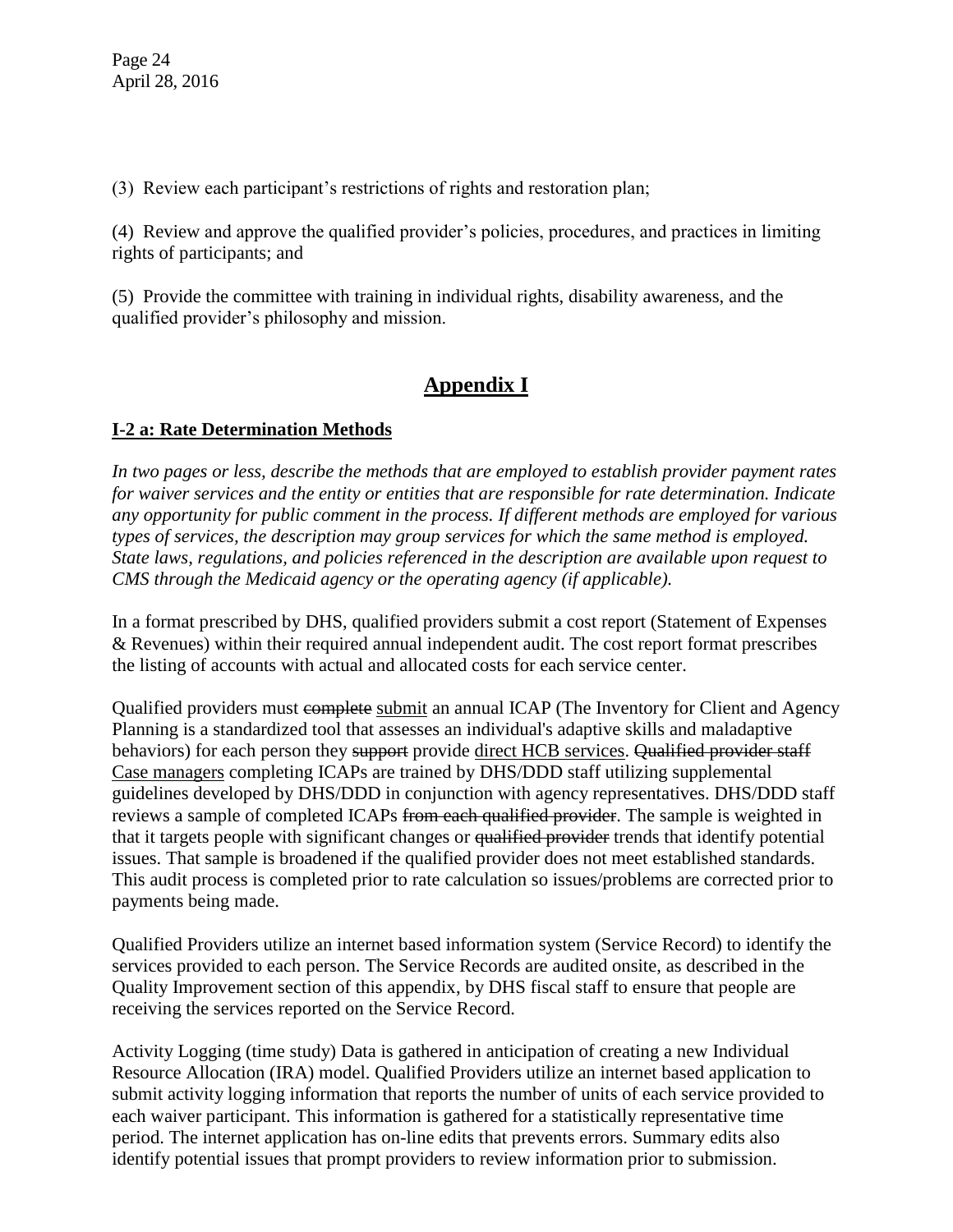(3) Review each participant's restrictions of rights and restoration plan;

(4) Review and approve the qualified provider's policies, procedures, and practices in limiting rights of participants; and

(5) Provide the committee with training in individual rights, disability awareness, and the qualified provider's philosophy and mission.

# Appendix I

## I-2 a: Rate Determination Methods

*In two pages or less, describe the methods that are employed to establish provider payment rates for waiver services and the entity or entities that are responsible for rate determination. Indicate any opportunity for public comment in the process. If different methods are employed for various types of services, the description may group services for which the same method is employed. State laws, regulations, and policies referenced in the description are available upon request to CMS through the Medicaid agency or the operating agency (if applicable).*

In a format prescribed by DHS, qualified providers submit a cost report (Statement of Expenses & Revenues) within their required annual independent audit. The cost report format prescribes the listing of accounts with actual and allocated costs for each service center.

Qualified providers must ~~complete~~ <u>submit</u> an annual ICAP (The Inventory for Client and Agency Planning is a standardized tool that assesses an individual's adaptive skills and maladaptive behaviors) for each person they ~~support~~ provide <u>direct HCB services</u>. ~~Qualified provider staff~~ <u>Case managers</u> completing ICAPs are trained by DHS/DDD staff utilizing supplemental guidelines developed by DHS/DDD in conjunction with agency representatives. DHS/DDD staff reviews a sample of completed ICAPs ~~from each qualified provider~~. The sample is weighted in that it targets people with significant changes or ~~qualified provider~~ trends that identify potential issues. That sample is broadened if the qualified provider does not meet established standards. This audit process is completed prior to rate calculation so issues/problems are corrected prior to payments being made.

Qualified Providers utilize an internet based information system (Service Record) to identify the services provided to each person. The Service Records are audited onsite, as described in the Quality Improvement section of this appendix, by DHS fiscal staff to ensure that people are receiving the services reported on the Service Record.

Activity Logging (time study) Data is gathered in anticipation of creating a new Individual Resource Allocation (IRA) model. Qualified Providers utilize an internet based application to submit activity logging information that reports the number of units of each service provided to each waiver participant. This information is gathered for a statistically representative time period. The internet application has on-line edits that prevents errors. Summary edits also identify potential issues that prompt providers to review information prior to submission.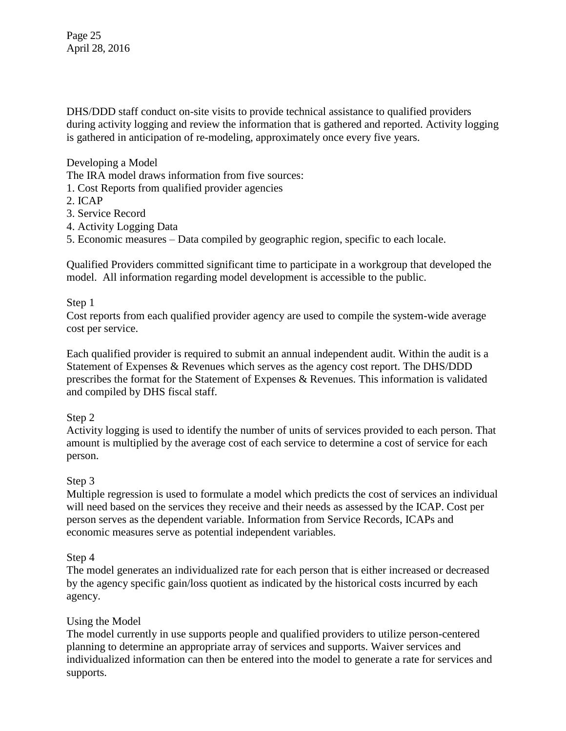DHS/DDD staff conduct on-site visits to provide technical assistance to qualified providers during activity logging and review the information that is gathered and reported. Activity logging is gathered in anticipation of re-modeling, approximately once every five years.

### Developing a Model

The IRA model draws information from five sources:

1. Cost Reports from qualified provider agencies
2. ICAP
3. Service Record
4. Activity Logging Data
5. Economic measures – Data compiled by geographic region, specific to each locale.

Qualified Providers committed significant time to participate in a workgroup that developed the model. All information regarding model development is accessible to the public.

### Step 1

Cost reports from each qualified provider agency are used to compile the system-wide average cost per service.

Each qualified provider is required to submit an annual independent audit. Within the audit is a Statement of Expenses & Revenues which serves as the agency cost report. The DHS/DDD prescribes the format for the Statement of Expenses & Revenues. This information is validated and compiled by DHS fiscal staff.

### Step 2

Activity logging is used to identify the number of units of services provided to each person. That amount is multiplied by the average cost of each service to determine a cost of service for each person.

### Step 3

Multiple regression is used to formulate a model which predicts the cost of services an individual will need based on the services they receive and their needs as assessed by the ICAP. Cost per person serves as the dependent variable. Information from Service Records, ICAPs and economic measures serve as potential independent variables.

### Step 4

The model generates an individualized rate for each person that is either increased or decreased by the agency specific gain/loss quotient as indicated by the historical costs incurred by each agency.

### Using the Model

The model currently in use supports people and qualified providers to utilize person-centered planning to determine an appropriate array of services and supports. Waiver services and individualized information can then be entered into the model to generate a rate for services and supports.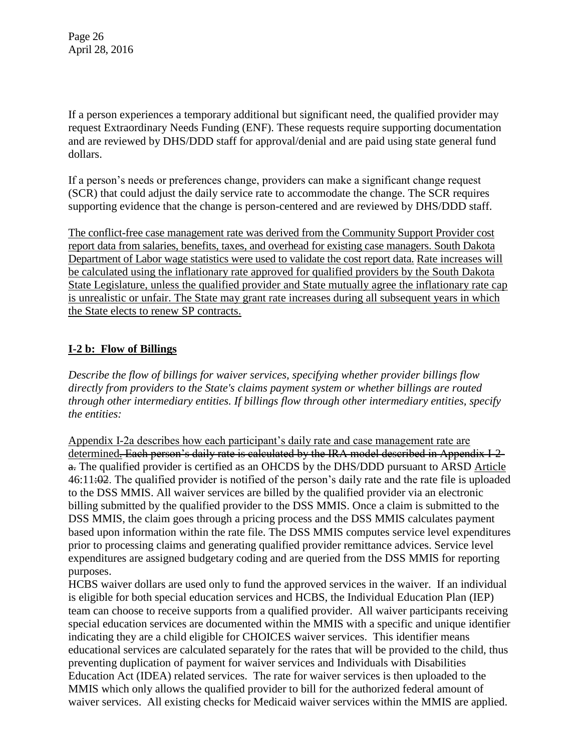If a person experiences a temporary additional but significant need, the qualified provider may request Extraordinary Needs Funding (ENF). These requests require supporting documentation and are reviewed by DHS/DDD staff for approval/denial and are paid using state general fund dollars.

If a person's needs or preferences change, providers can make a significant change request (SCR) that could adjust the daily service rate to accommodate the change. The SCR requires supporting evidence that the change is person-centered and are reviewed by DHS/DDD staff.

<u>The conflict-free case management rate was derived from the Community Support Provider cost report data from salaries, benefits, taxes, and overhead for existing case managers. South Dakota Department of Labor wage statistics were used to validate the cost report data. Rate increases will be calculated using the inflationary rate approved for qualified providers by the South Dakota State Legislature, unless the qualified provider and State mutually agree the inflationary rate cap is unrealistic or unfair. The State may grant rate increases during all subsequent years in which the State elects to renew SP contracts.</u>

## I-2 b: Flow of Billings

*Describe the flow of billings for waiver services, specifying whether provider billings flow directly from providers to the State's claims payment system or whether billings are routed through other intermediary entities. If billings flow through other intermediary entities, specify the entities:*

<u>Appendix I-2a describes how each participant's daily rate and case management rate are determined</u>~~. Each person's daily rate is calculated by the IRA model described in Appendix I-2-a.~~ The qualified provider is certified as an OHCDS by the DHS/DDD pursuant to ARSD <u>Article</u> 46:11~~:02~~. The qualified provider is notified of the person's daily rate and the rate file is uploaded to the DSS MMIS. All waiver services are billed by the qualified provider via an electronic billing submitted by the qualified provider to the DSS MMIS. Once a claim is submitted to the DSS MMIS, the claim goes through a pricing process and the DSS MMIS calculates payment based upon information within the rate file. The DSS MMIS computes service level expenditures prior to processing claims and generating qualified provider remittance advices. Service level expenditures are assigned budgetary coding and are queried from the DSS MMIS for reporting purposes.

HCBS waiver dollars are used only to fund the approved services in the waiver. If an individual is eligible for both special education services and HCBS, the Individual Education Plan (IEP) team can choose to receive supports from a qualified provider. All waiver participants receiving special education services are documented within the MMIS with a specific and unique identifier indicating they are a child eligible for CHOICES waiver services. This identifier means educational services are calculated separately for the rates that will be provided to the child, thus preventing duplication of payment for waiver services and Individuals with Disabilities Education Act (IDEA) related services. The rate for waiver services is then uploaded to the MMIS which only allows the qualified provider to bill for the authorized federal amount of waiver services. All existing checks for Medicaid waiver services within the MMIS are applied.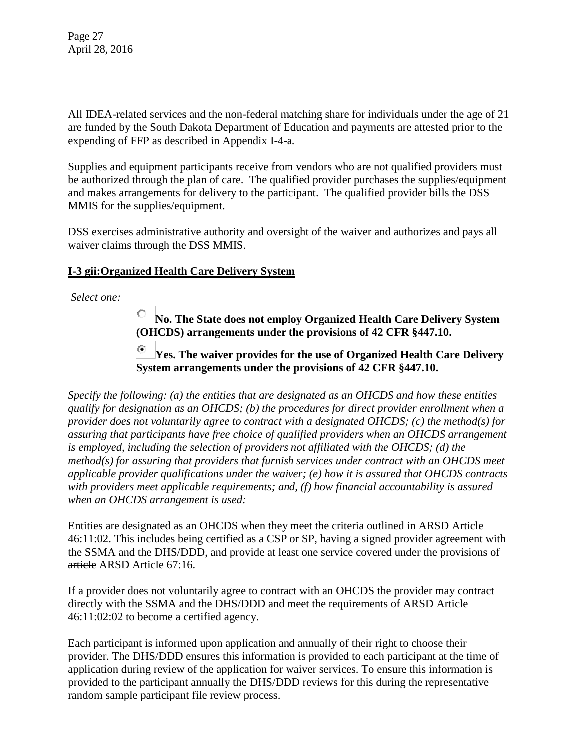All IDEA-related services and the non-federal matching share for individuals under the age of 21 are funded by the South Dakota Department of Education and payments are attested prior to the expending of FFP as described in Appendix I-4-a.

Supplies and equipment participants receive from vendors who are not qualified providers must be authorized through the plan of care. The qualified provider purchases the supplies/equipment and makes arrangements for delivery to the participant. The qualified provider bills the DSS MMIS for the supplies/equipment.

DSS exercises administrative authority and oversight of the waiver and authorizes and pays all waiver claims through the DSS MMIS.

**I-3 gii:Organized Health Care Delivery System**

*Select one:*

- ○ **No. The State does not employ Organized Health Care Delivery System (OHCDS) arrangements under the provisions of 42 CFR §447.10.**
- ◉ **Yes. The waiver provides for the use of Organized Health Care Delivery System arrangements under the provisions of 42 CFR §447.10.**

*Specify the following: (a) the entities that are designated as an OHCDS and how these entities qualify for designation as an OHCDS; (b) the procedures for direct provider enrollment when a provider does not voluntarily agree to contract with a designated OHCDS; (c) the method(s) for assuring that participants have free choice of qualified providers when an OHCDS arrangement is employed, including the selection of providers not affiliated with the OHCDS; (d) the method(s) for assuring that providers that furnish services under contract with an OHCDS meet applicable provider qualifications under the waiver; (e) how it is assured that OHCDS contracts with providers meet applicable requirements; and, (f) how financial accountability is assured when an OHCDS arrangement is used:*

Entities are designated as an OHCDS when they meet the criteria outlined in ARSD Article 46:11~~:02~~. This includes being certified as a CSP or SP, having a signed provider agreement with the SSMA and the DHS/DDD, and provide at least one service covered under the provisions of ~~article~~ ARSD Article 67:16.

If a provider does not voluntarily agree to contract with an OHCDS the provider may contract directly with the SSMA and the DHS/DDD and meet the requirements of ARSD Article 46:11~~:02:02~~ to become a certified agency.

Each participant is informed upon application and annually of their right to choose their provider. The DHS/DDD ensures this information is provided to each participant at the time of application during review of the application for waiver services. To ensure this information is provided to the participant annually the DHS/DDD reviews for this during the representative random sample participant file review process.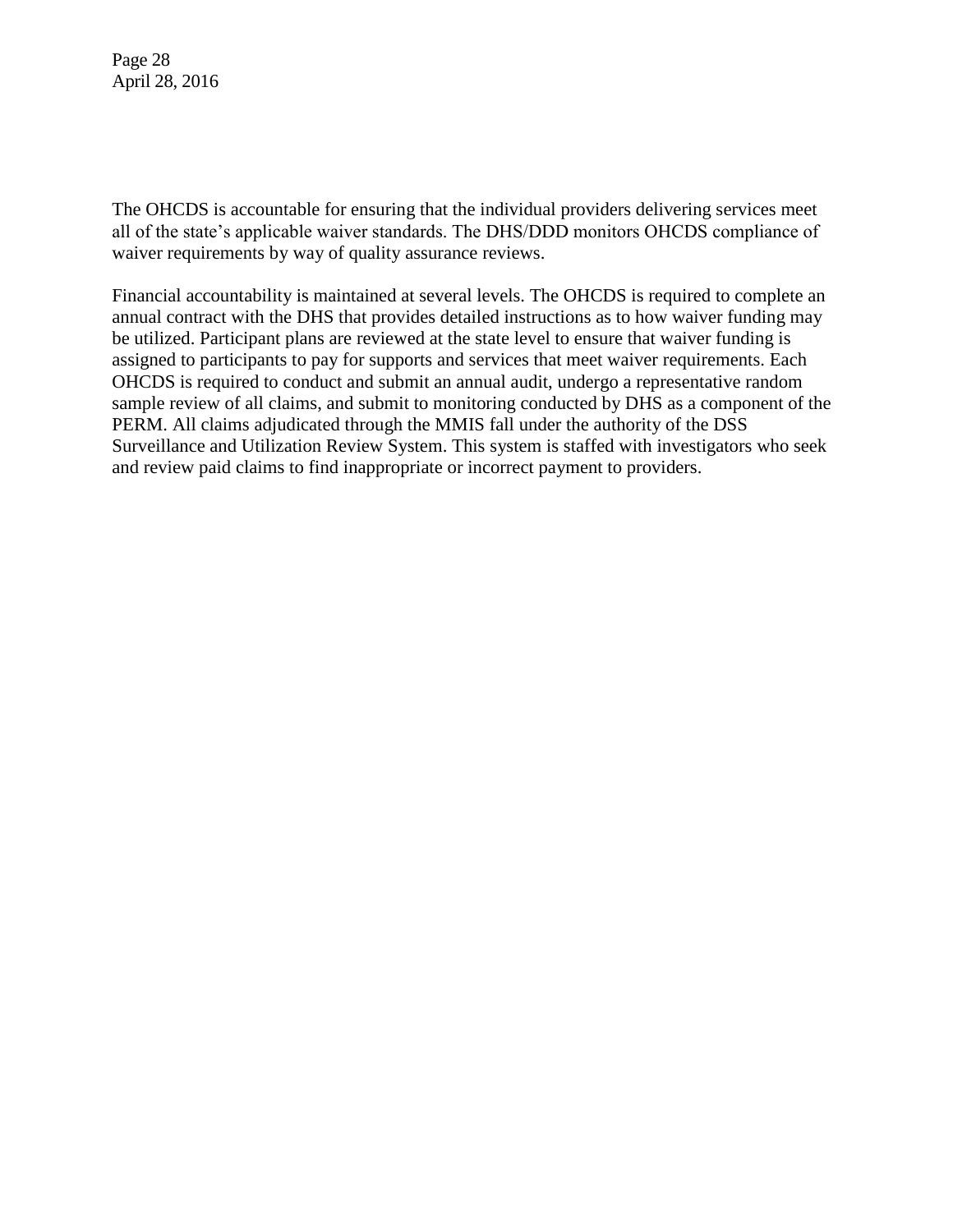The OHCDS is accountable for ensuring that the individual providers delivering services meet all of the state's applicable waiver standards. The DHS/DDD monitors OHCDS compliance of waiver requirements by way of quality assurance reviews.

Financial accountability is maintained at several levels. The OHCDS is required to complete an annual contract with the DHS that provides detailed instructions as to how waiver funding may be utilized. Participant plans are reviewed at the state level to ensure that waiver funding is assigned to participants to pay for supports and services that meet waiver requirements. Each OHCDS is required to conduct and submit an annual audit, undergo a representative random sample review of all claims, and submit to monitoring conducted by DHS as a component of the PERM. All claims adjudicated through the MMIS fall under the authority of the DSS Surveillance and Utilization Review System. This system is staffed with investigators who seek and review paid claims to find inappropriate or incorrect payment to providers.